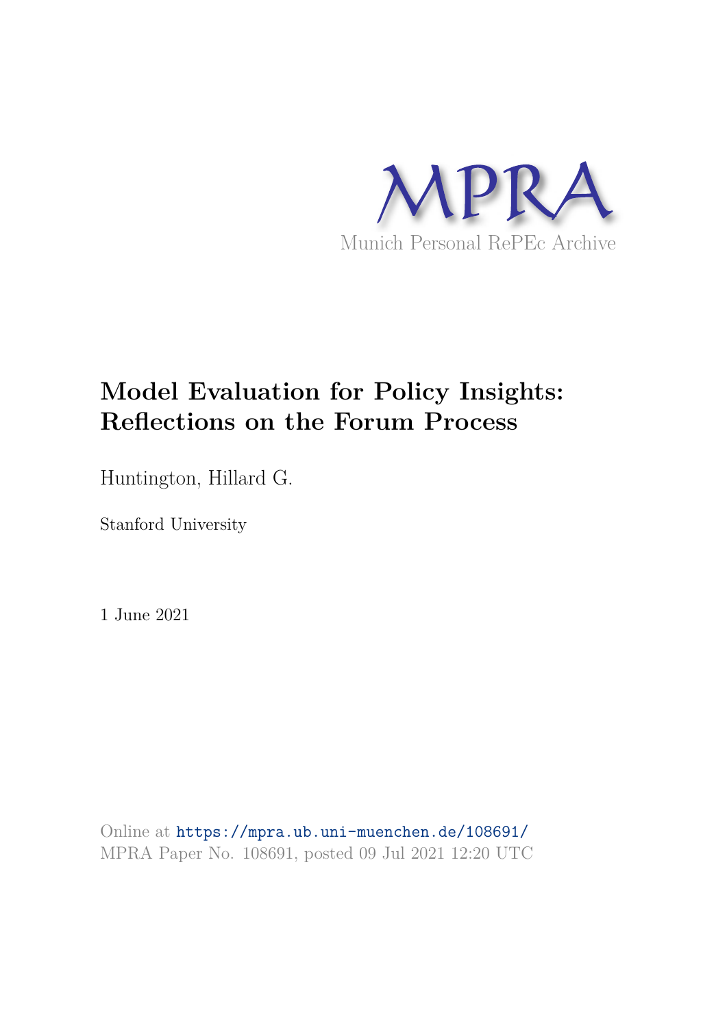MPRA

Munich Personal RePEc Archive

# Model Evaluation for Policy Insights: Reflections on the Forum Process

Huntington, Hillard G.

Stanford University

1 June 2021

Online at https://mpra.ub.uni-muenchen.de/108691/
MPRA Paper No. 108691, posted 09 Jul 2021 12:20 UTC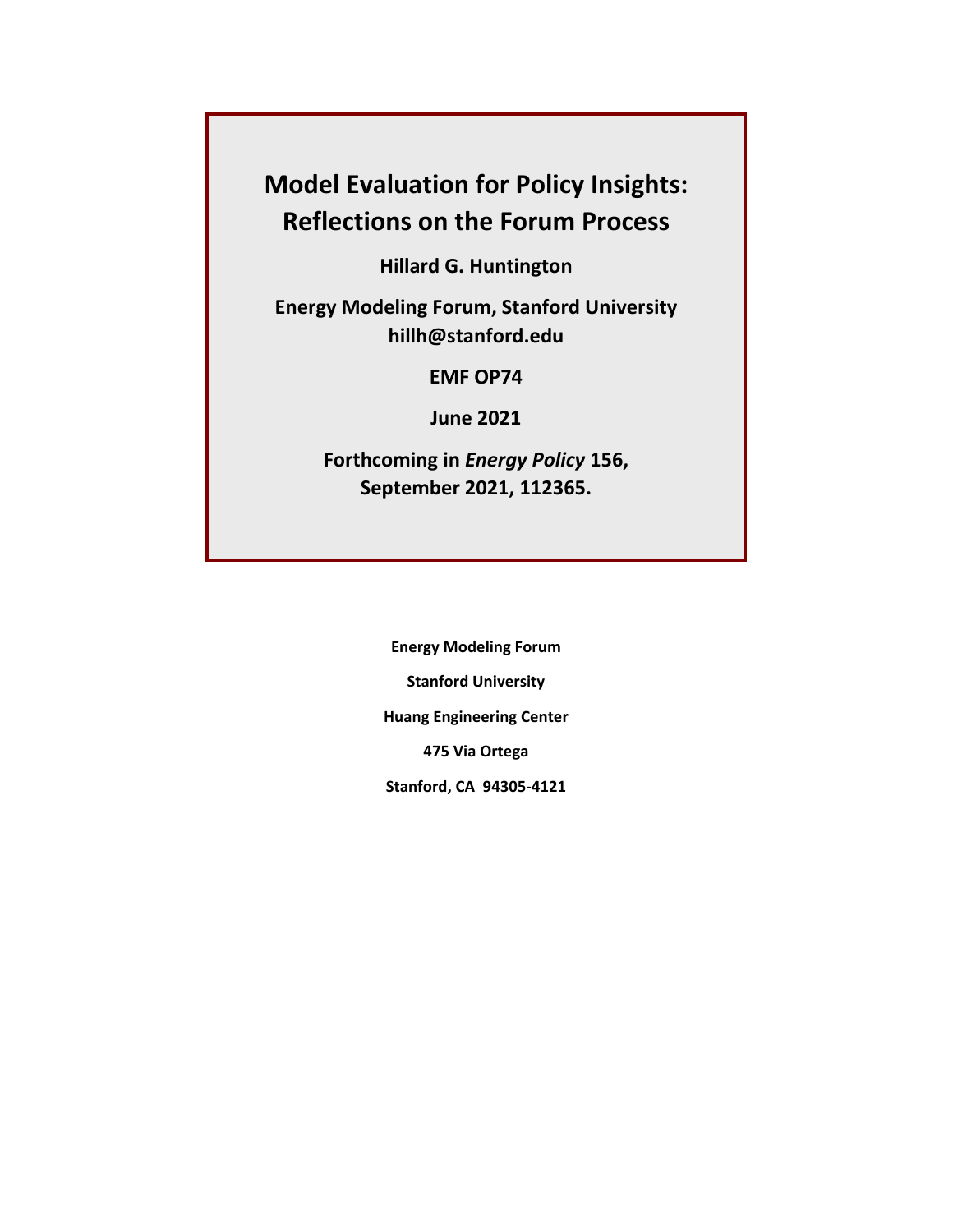# Model Evaluation for Policy Insights: Reflections on the Forum Process

**Hillard G. Huntington**

**Energy Modeling Forum, Stanford University**
**hillh@stanford.edu**

**EMF OP74**

**June 2021**

**Forthcoming in *Energy Policy* 156, September 2021, 112365.**

**Energy Modeling Forum**

**Stanford University**

**Huang Engineering Center**

**475 Via Ortega**

**Stanford, CA 94305-4121**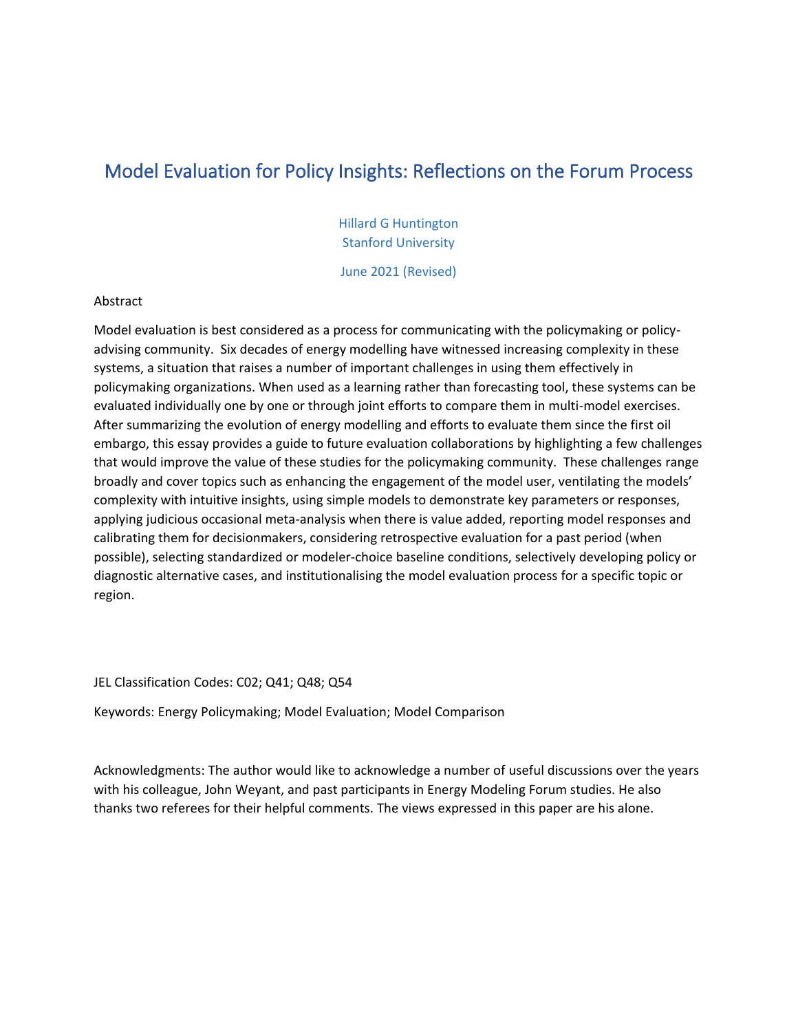# Model Evaluation for Policy Insights: Reflections on the Forum Process

Hillard G Huntington
Stanford University

June 2021 (Revised)

Abstract

Model evaluation is best considered as a process for communicating with the policymaking or policy-advising community. Six decades of energy modelling have witnessed increasing complexity in these systems, a situation that raises a number of important challenges in using them effectively in policymaking organizations. When used as a learning rather than forecasting tool, these systems can be evaluated individually one by one or through joint efforts to compare them in multi-model exercises. After summarizing the evolution of energy modelling and efforts to evaluate them since the first oil embargo, this essay provides a guide to future evaluation collaborations by highlighting a few challenges that would improve the value of these studies for the policymaking community. These challenges range broadly and cover topics such as enhancing the engagement of the model user, ventilating the models' complexity with intuitive insights, using simple models to demonstrate key parameters or responses, applying judicious occasional meta-analysis when there is value added, reporting model responses and calibrating them for decisionmakers, considering retrospective evaluation for a past period (when possible), selecting standardized or modeler-choice baseline conditions, selectively developing policy or diagnostic alternative cases, and institutionalising the model evaluation process for a specific topic or region.

JEL Classification Codes: C02; Q41; Q48; Q54

Keywords: Energy Policymaking; Model Evaluation; Model Comparison

Acknowledgments: The author would like to acknowledge a number of useful discussions over the years with his colleague, John Weyant, and past participants in Energy Modeling Forum studies. He also thanks two referees for their helpful comments. The views expressed in this paper are his alone.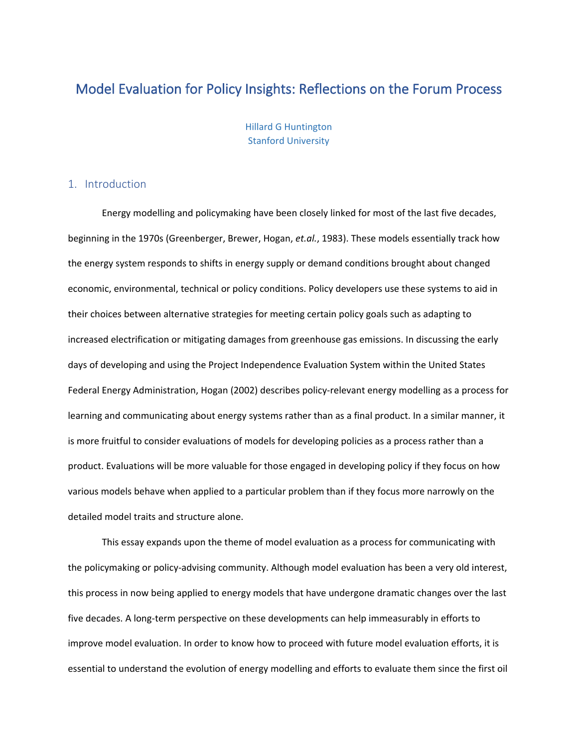# Model Evaluation for Policy Insights: Reflections on the Forum Process

Hillard G Huntington
Stanford University

## 1. Introduction

Energy modelling and policymaking have been closely linked for most of the last five decades, beginning in the 1970s (Greenberger, Brewer, Hogan, *et.al.*, 1983). These models essentially track how the energy system responds to shifts in energy supply or demand conditions brought about changed economic, environmental, technical or policy conditions. Policy developers use these systems to aid in their choices between alternative strategies for meeting certain policy goals such as adapting to increased electrification or mitigating damages from greenhouse gas emissions. In discussing the early days of developing and using the Project Independence Evaluation System within the United States Federal Energy Administration, Hogan (2002) describes policy-relevant energy modelling as a process for learning and communicating about energy systems rather than as a final product. In a similar manner, it is more fruitful to consider evaluations of models for developing policies as a process rather than a product. Evaluations will be more valuable for those engaged in developing policy if they focus on how various models behave when applied to a particular problem than if they focus more narrowly on the detailed model traits and structure alone.

This essay expands upon the theme of model evaluation as a process for communicating with the policymaking or policy-advising community. Although model evaluation has been a very old interest, this process in now being applied to energy models that have undergone dramatic changes over the last five decades. A long-term perspective on these developments can help immeasurably in efforts to improve model evaluation. In order to know how to proceed with future model evaluation efforts, it is essential to understand the evolution of energy modelling and efforts to evaluate them since the first oil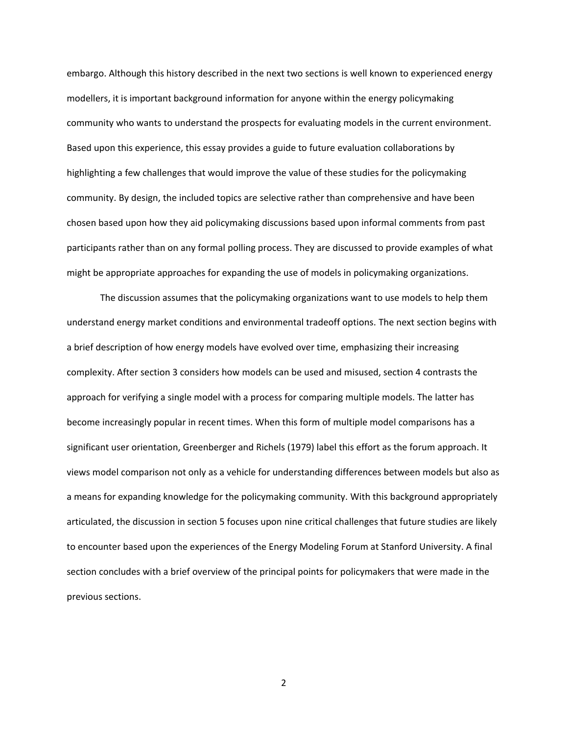embargo. Although this history described in the next two sections is well known to experienced energy modellers, it is important background information for anyone within the energy policymaking community who wants to understand the prospects for evaluating models in the current environment. Based upon this experience, this essay provides a guide to future evaluation collaborations by highlighting a few challenges that would improve the value of these studies for the policymaking community. By design, the included topics are selective rather than comprehensive and have been chosen based upon how they aid policymaking discussions based upon informal comments from past participants rather than on any formal polling process. They are discussed to provide examples of what might be appropriate approaches for expanding the use of models in policymaking organizations.

The discussion assumes that the policymaking organizations want to use models to help them understand energy market conditions and environmental tradeoff options. The next section begins with a brief description of how energy models have evolved over time, emphasizing their increasing complexity. After section 3 considers how models can be used and misused, section 4 contrasts the approach for verifying a single model with a process for comparing multiple models. The latter has become increasingly popular in recent times. When this form of multiple model comparisons has a significant user orientation, Greenberger and Richels (1979) label this effort as the forum approach. It views model comparison not only as a vehicle for understanding differences between models but also as a means for expanding knowledge for the policymaking community. With this background appropriately articulated, the discussion in section 5 focuses upon nine critical challenges that future studies are likely to encounter based upon the experiences of the Energy Modeling Forum at Stanford University. A final section concludes with a brief overview of the principal points for policymakers that were made in the previous sections.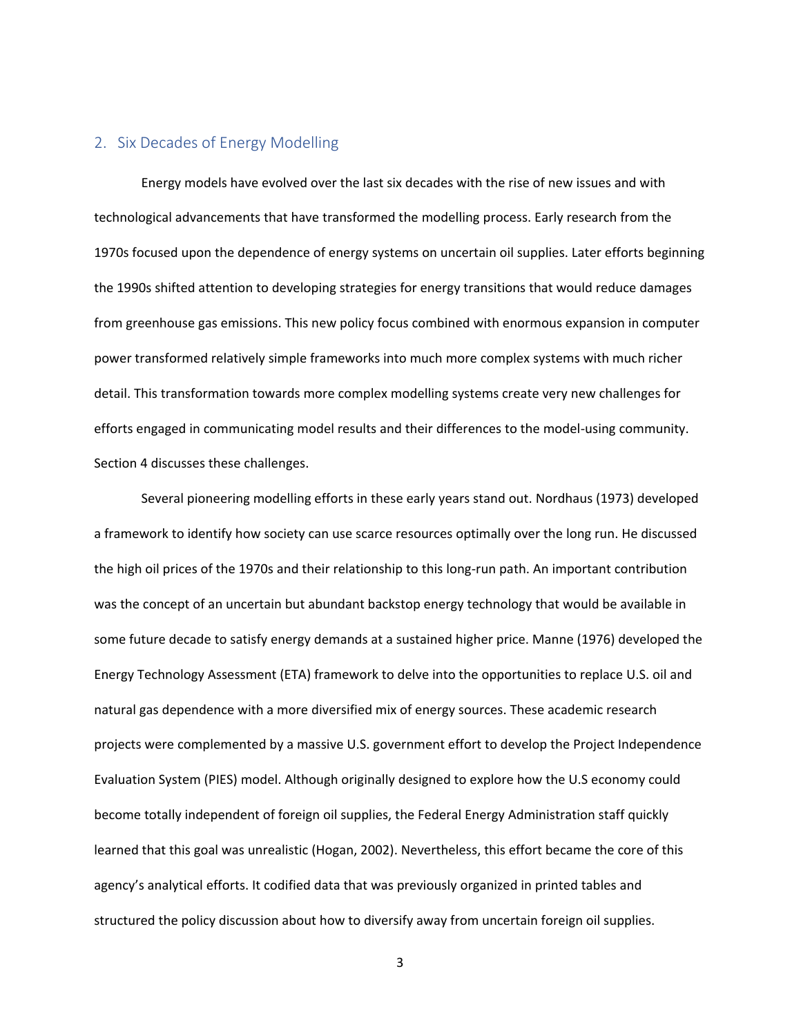## 2. Six Decades of Energy Modelling

Energy models have evolved over the last six decades with the rise of new issues and with technological advancements that have transformed the modelling process. Early research from the 1970s focused upon the dependence of energy systems on uncertain oil supplies. Later efforts beginning the 1990s shifted attention to developing strategies for energy transitions that would reduce damages from greenhouse gas emissions. This new policy focus combined with enormous expansion in computer power transformed relatively simple frameworks into much more complex systems with much richer detail. This transformation towards more complex modelling systems create very new challenges for efforts engaged in communicating model results and their differences to the model-using community. Section 4 discusses these challenges.

Several pioneering modelling efforts in these early years stand out. Nordhaus (1973) developed a framework to identify how society can use scarce resources optimally over the long run. He discussed the high oil prices of the 1970s and their relationship to this long-run path. An important contribution was the concept of an uncertain but abundant backstop energy technology that would be available in some future decade to satisfy energy demands at a sustained higher price. Manne (1976) developed the Energy Technology Assessment (ETA) framework to delve into the opportunities to replace U.S. oil and natural gas dependence with a more diversified mix of energy sources. These academic research projects were complemented by a massive U.S. government effort to develop the Project Independence Evaluation System (PIES) model. Although originally designed to explore how the U.S economy could become totally independent of foreign oil supplies, the Federal Energy Administration staff quickly learned that this goal was unrealistic (Hogan, 2002). Nevertheless, this effort became the core of this agency's analytical efforts. It codified data that was previously organized in printed tables and structured the policy discussion about how to diversify away from uncertain foreign oil supplies.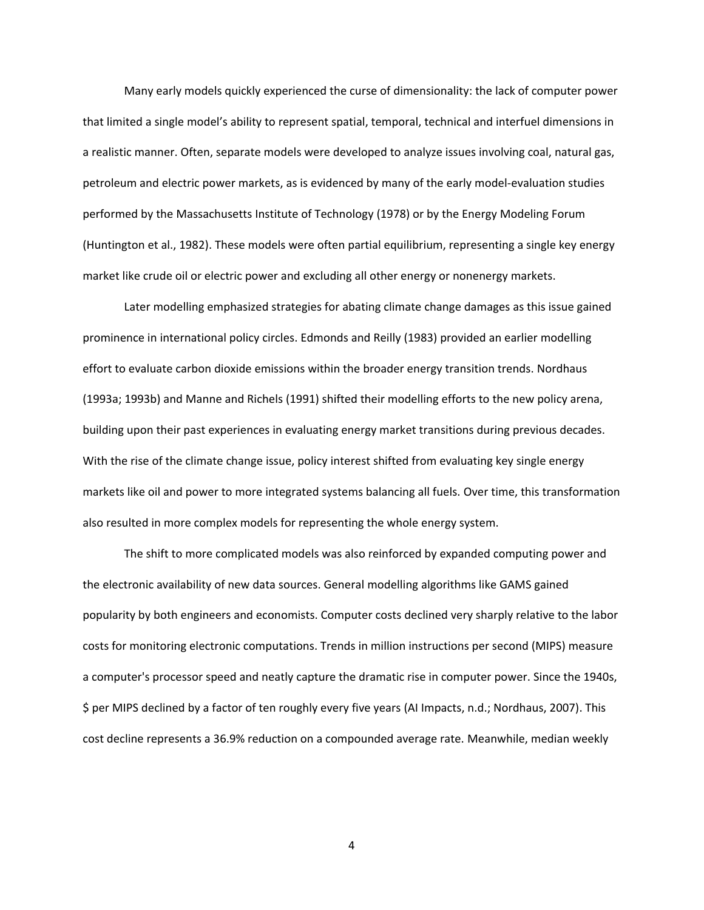Many early models quickly experienced the curse of dimensionality: the lack of computer power that limited a single model's ability to represent spatial, temporal, technical and interfuel dimensions in a realistic manner. Often, separate models were developed to analyze issues involving coal, natural gas, petroleum and electric power markets, as is evidenced by many of the early model-evaluation studies performed by the Massachusetts Institute of Technology (1978) or by the Energy Modeling Forum (Huntington et al., 1982). These models were often partial equilibrium, representing a single key energy market like crude oil or electric power and excluding all other energy or nonenergy markets.

Later modelling emphasized strategies for abating climate change damages as this issue gained prominence in international policy circles. Edmonds and Reilly (1983) provided an earlier modelling effort to evaluate carbon dioxide emissions within the broader energy transition trends. Nordhaus (1993a; 1993b) and Manne and Richels (1991) shifted their modelling efforts to the new policy arena, building upon their past experiences in evaluating energy market transitions during previous decades. With the rise of the climate change issue, policy interest shifted from evaluating key single energy markets like oil and power to more integrated systems balancing all fuels. Over time, this transformation also resulted in more complex models for representing the whole energy system.

The shift to more complicated models was also reinforced by expanded computing power and the electronic availability of new data sources. General modelling algorithms like GAMS gained popularity by both engineers and economists. Computer costs declined very sharply relative to the labor costs for monitoring electronic computations. Trends in million instructions per second (MIPS) measure a computer's processor speed and neatly capture the dramatic rise in computer power. Since the 1940s, $ per MIPS declined by a factor of ten roughly every five years (AI Impacts, n.d.; Nordhaus, 2007). This cost decline represents a 36.9% reduction on a compounded average rate. Meanwhile, median weekly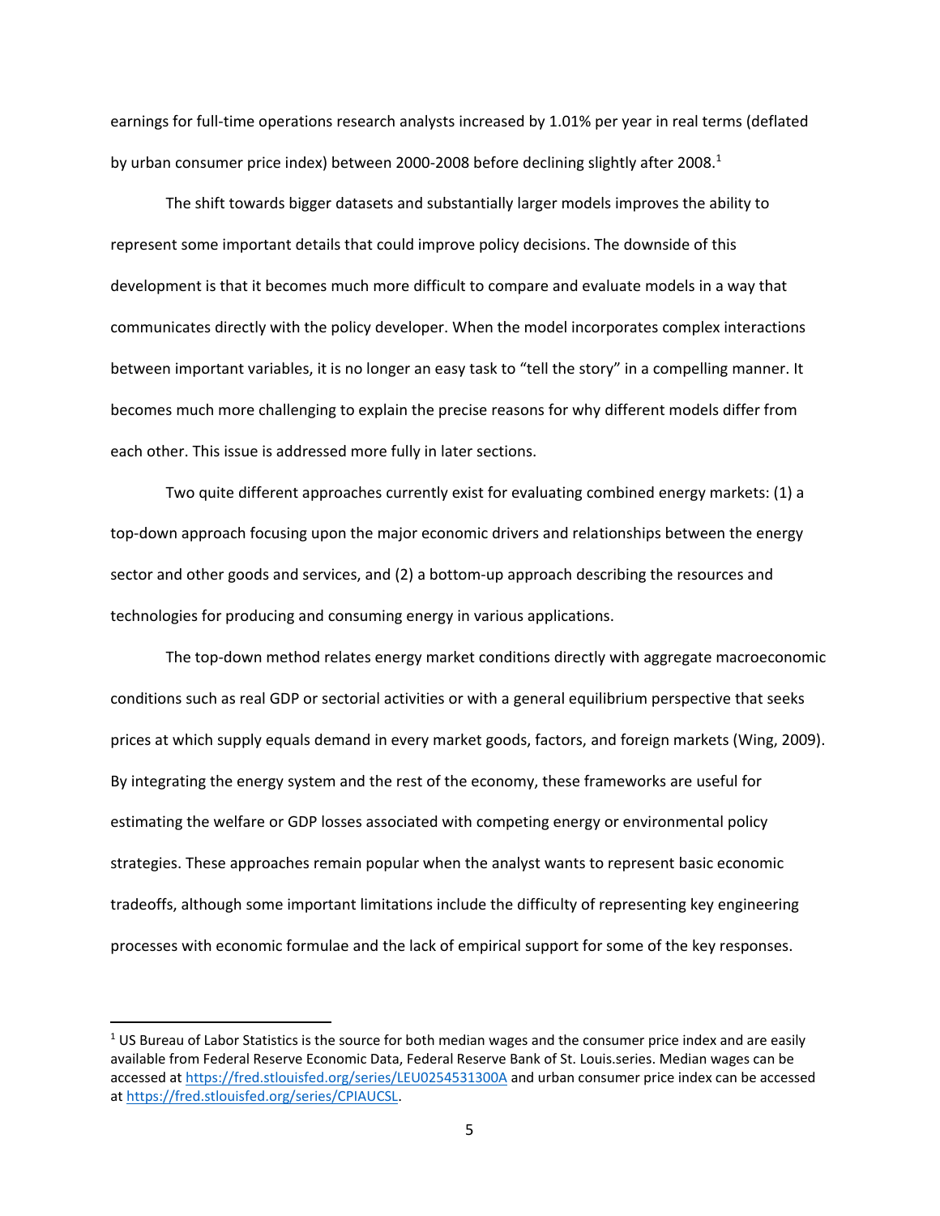earnings for full-time operations research analysts increased by 1.01% per year in real terms (deflated by urban consumer price index) between 2000-2008 before declining slightly after 2008.[1]

The shift towards bigger datasets and substantially larger models improves the ability to represent some important details that could improve policy decisions. The downside of this development is that it becomes much more difficult to compare and evaluate models in a way that communicates directly with the policy developer. When the model incorporates complex interactions between important variables, it is no longer an easy task to "tell the story" in a compelling manner. It becomes much more challenging to explain the precise reasons for why different models differ from each other. This issue is addressed more fully in later sections.

Two quite different approaches currently exist for evaluating combined energy markets: (1) a top-down approach focusing upon the major economic drivers and relationships between the energy sector and other goods and services, and (2) a bottom-up approach describing the resources and technologies for producing and consuming energy in various applications.

The top-down method relates energy market conditions directly with aggregate macroeconomic conditions such as real GDP or sectorial activities or with a general equilibrium perspective that seeks prices at which supply equals demand in every market goods, factors, and foreign markets (Wing, 2009). By integrating the energy system and the rest of the economy, these frameworks are useful for estimating the welfare or GDP losses associated with competing energy or environmental policy strategies. These approaches remain popular when the analyst wants to represent basic economic tradeoffs, although some important limitations include the difficulty of representing key engineering processes with economic formulae and the lack of empirical support for some of the key responses.

[1] US Bureau of Labor Statistics is the source for both median wages and the consumer price index and are easily available from Federal Reserve Economic Data, Federal Reserve Bank of St. Louis.series. Median wages can be accessed at https://fred.stlouisfed.org/series/LEU0254531300A and urban consumer price index can be accessed at https://fred.stlouisfed.org/series/CPIAUCSL.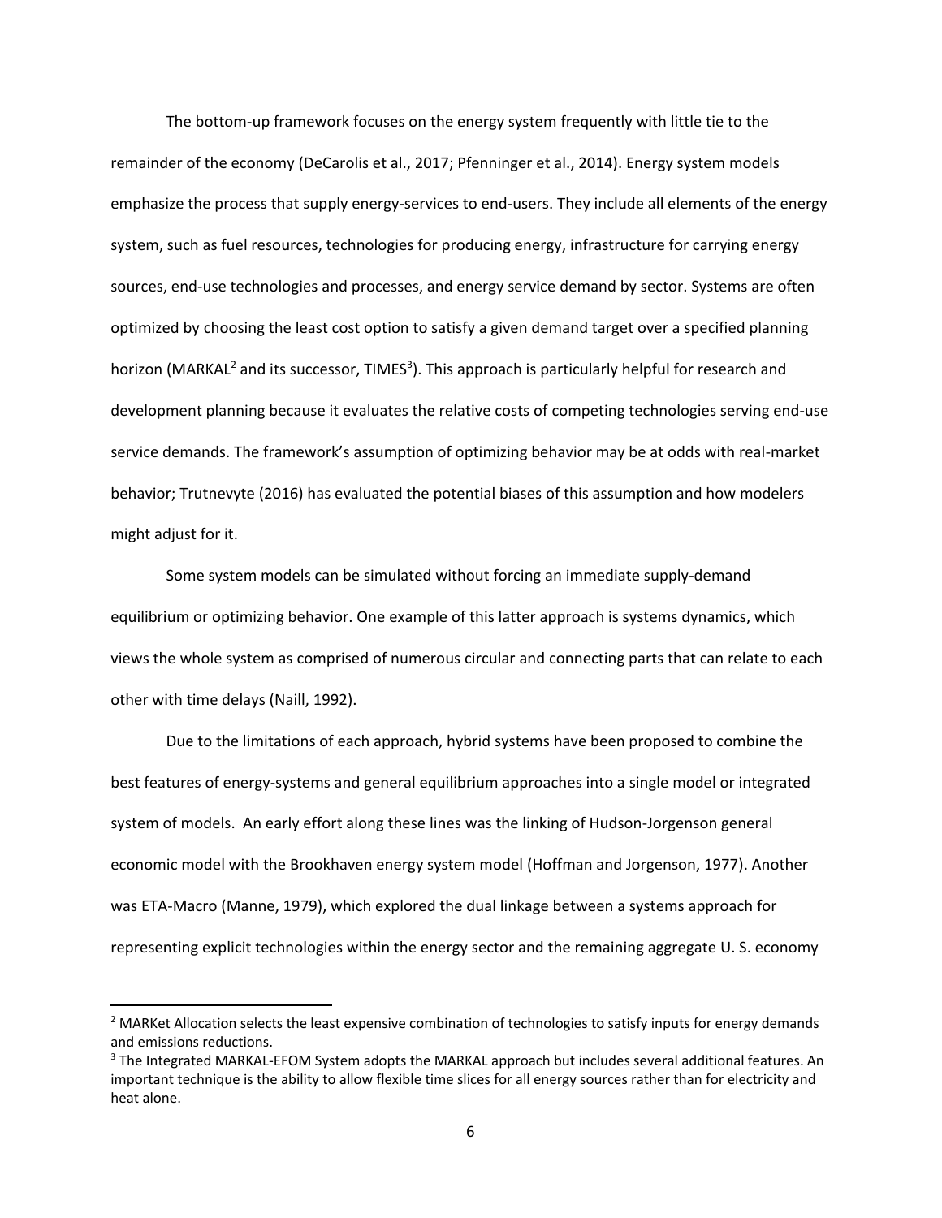The bottom-up framework focuses on the energy system frequently with little tie to the remainder of the economy (DeCarolis et al., 2017; Pfenninger et al., 2014). Energy system models emphasize the process that supply energy-services to end-users. They include all elements of the energy system, such as fuel resources, technologies for producing energy, infrastructure for carrying energy sources, end-use technologies and processes, and energy service demand by sector. Systems are often optimized by choosing the least cost option to satisfy a given demand target over a specified planning horizon (MARKAL[2] and its successor, TIMES[3]). This approach is particularly helpful for research and development planning because it evaluates the relative costs of competing technologies serving end-use service demands. The framework's assumption of optimizing behavior may be at odds with real-market behavior; Trutnevyte (2016) has evaluated the potential biases of this assumption and how modelers might adjust for it.

Some system models can be simulated without forcing an immediate supply-demand equilibrium or optimizing behavior. One example of this latter approach is systems dynamics, which views the whole system as comprised of numerous circular and connecting parts that can relate to each other with time delays (Naill, 1992).

Due to the limitations of each approach, hybrid systems have been proposed to combine the best features of energy-systems and general equilibrium approaches into a single model or integrated system of models. An early effort along these lines was the linking of Hudson-Jorgenson general economic model with the Brookhaven energy system model (Hoffman and Jorgenson, 1977). Another was ETA-Macro (Manne, 1979), which explored the dual linkage between a systems approach for representing explicit technologies within the energy sector and the remaining aggregate U. S. economy

---

[2] MARKet Allocation selects the least expensive combination of technologies to satisfy inputs for energy demands and emissions reductions.

[3] The Integrated MARKAL-EFOM System adopts the MARKAL approach but includes several additional features. An important technique is the ability to allow flexible time slices for all energy sources rather than for electricity and heat alone.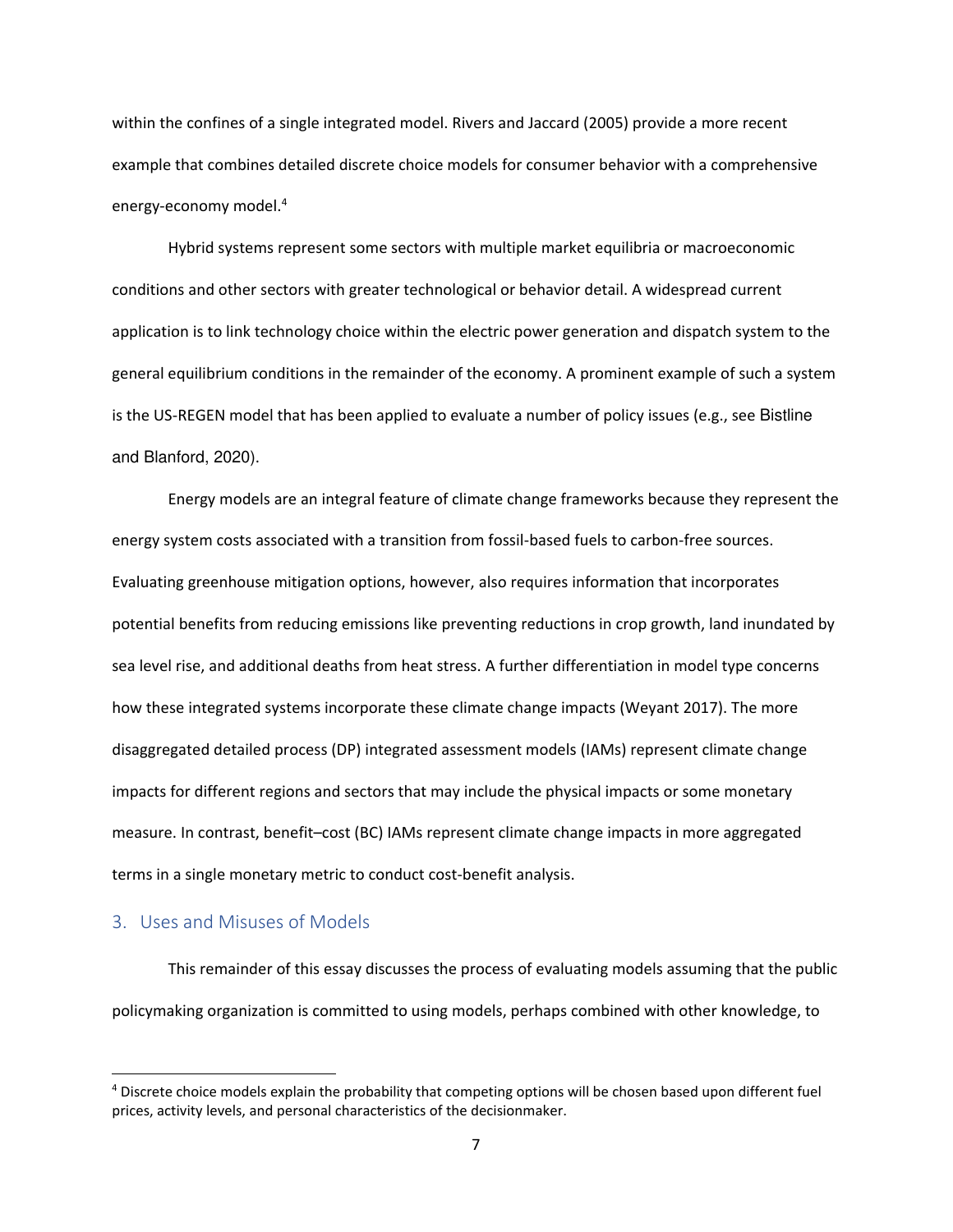within the confines of a single integrated model. Rivers and Jaccard (2005) provide a more recent example that combines detailed discrete choice models for consumer behavior with a comprehensive energy-economy model.[4]

Hybrid systems represent some sectors with multiple market equilibria or macroeconomic conditions and other sectors with greater technological or behavior detail. A widespread current application is to link technology choice within the electric power generation and dispatch system to the general equilibrium conditions in the remainder of the economy. A prominent example of such a system is the US-REGEN model that has been applied to evaluate a number of policy issues (e.g., see Bistline and Blanford, 2020).

Energy models are an integral feature of climate change frameworks because they represent the energy system costs associated with a transition from fossil-based fuels to carbon-free sources. Evaluating greenhouse mitigation options, however, also requires information that incorporates potential benefits from reducing emissions like preventing reductions in crop growth, land inundated by sea level rise, and additional deaths from heat stress. A further differentiation in model type concerns how these integrated systems incorporate these climate change impacts (Weyant 2017). The more disaggregated detailed process (DP) integrated assessment models (IAMs) represent climate change impacts for different regions and sectors that may include the physical impacts or some monetary measure. In contrast, benefit–cost (BC) IAMs represent climate change impacts in more aggregated terms in a single monetary metric to conduct cost-benefit analysis.

## 3. Uses and Misuses of Models

This remainder of this essay discusses the process of evaluating models assuming that the public policymaking organization is committed to using models, perhaps combined with other knowledge, to

[4] Discrete choice models explain the probability that competing options will be chosen based upon different fuel prices, activity levels, and personal characteristics of the decisionmaker.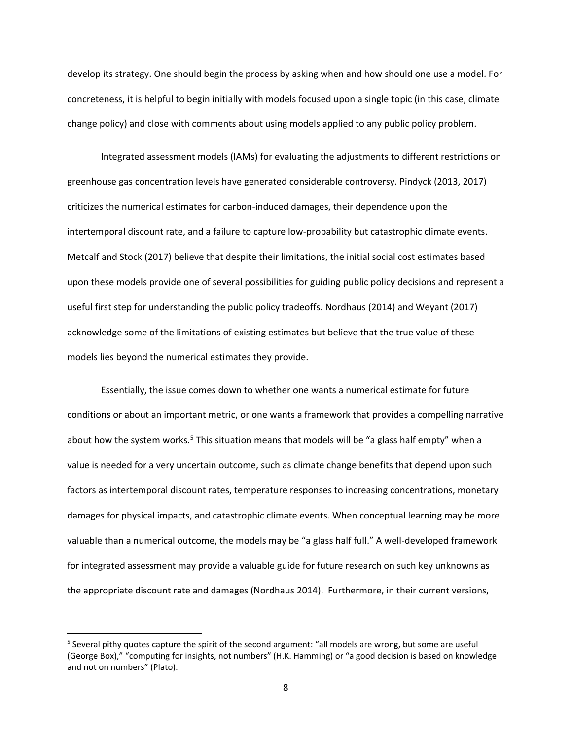develop its strategy. One should begin the process by asking when and how should one use a model. For concreteness, it is helpful to begin initially with models focused upon a single topic (in this case, climate change policy) and close with comments about using models applied to any public policy problem.

Integrated assessment models (IAMs) for evaluating the adjustments to different restrictions on greenhouse gas concentration levels have generated considerable controversy. Pindyck (2013, 2017) criticizes the numerical estimates for carbon-induced damages, their dependence upon the intertemporal discount rate, and a failure to capture low-probability but catastrophic climate events. Metcalf and Stock (2017) believe that despite their limitations, the initial social cost estimates based upon these models provide one of several possibilities for guiding public policy decisions and represent a useful first step for understanding the public policy tradeoffs. Nordhaus (2014) and Weyant (2017) acknowledge some of the limitations of existing estimates but believe that the true value of these models lies beyond the numerical estimates they provide.

Essentially, the issue comes down to whether one wants a numerical estimate for future conditions or about an important metric, or one wants a framework that provides a compelling narrative about how the system works.[5] This situation means that models will be "a glass half empty" when a value is needed for a very uncertain outcome, such as climate change benefits that depend upon such factors as intertemporal discount rates, temperature responses to increasing concentrations, monetary damages for physical impacts, and catastrophic climate events. When conceptual learning may be more valuable than a numerical outcome, the models may be "a glass half full." A well-developed framework for integrated assessment may provide a valuable guide for future research on such key unknowns as the appropriate discount rate and damages (Nordhaus 2014). Furthermore, in their current versions,

[5] Several pithy quotes capture the spirit of the second argument: "all models are wrong, but some are useful (George Box)," "computing for insights, not numbers" (H.K. Hamming) or "a good decision is based on knowledge and not on numbers" (Plato).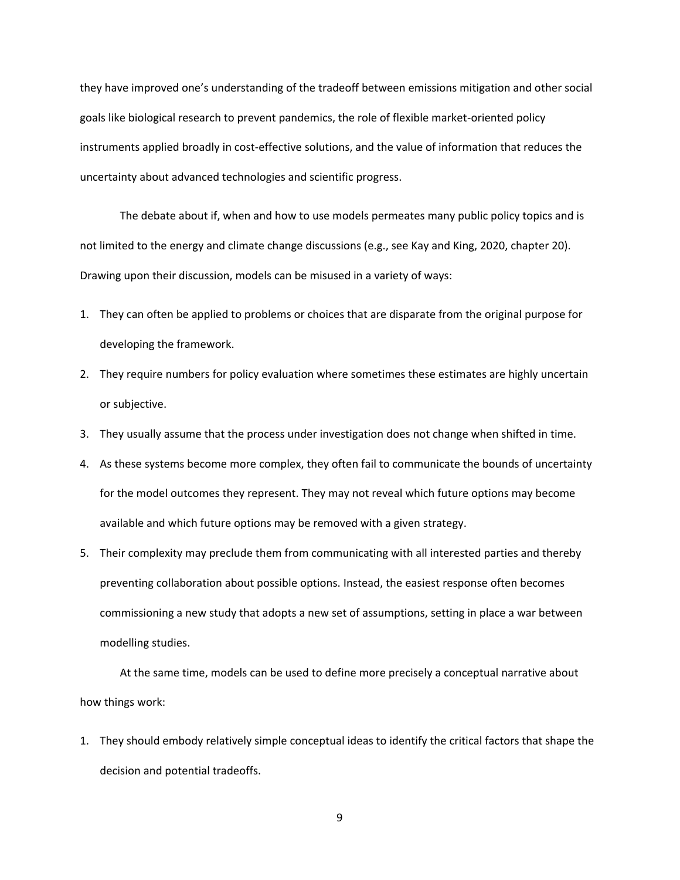they have improved one's understanding of the tradeoff between emissions mitigation and other social goals like biological research to prevent pandemics, the role of flexible market-oriented policy instruments applied broadly in cost-effective solutions, and the value of information that reduces the uncertainty about advanced technologies and scientific progress.

The debate about if, when and how to use models permeates many public policy topics and is not limited to the energy and climate change discussions (e.g., see Kay and King, 2020, chapter 20). Drawing upon their discussion, models can be misused in a variety of ways:

1. They can often be applied to problems or choices that are disparate from the original purpose for developing the framework.
2. They require numbers for policy evaluation where sometimes these estimates are highly uncertain or subjective.
3. They usually assume that the process under investigation does not change when shifted in time.
4. As these systems become more complex, they often fail to communicate the bounds of uncertainty for the model outcomes they represent. They may not reveal which future options may become available and which future options may be removed with a given strategy.
5. Their complexity may preclude them from communicating with all interested parties and thereby preventing collaboration about possible options. Instead, the easiest response often becomes commissioning a new study that adopts a new set of assumptions, setting in place a war between modelling studies.

At the same time, models can be used to define more precisely a conceptual narrative about how things work:

1. They should embody relatively simple conceptual ideas to identify the critical factors that shape the decision and potential tradeoffs.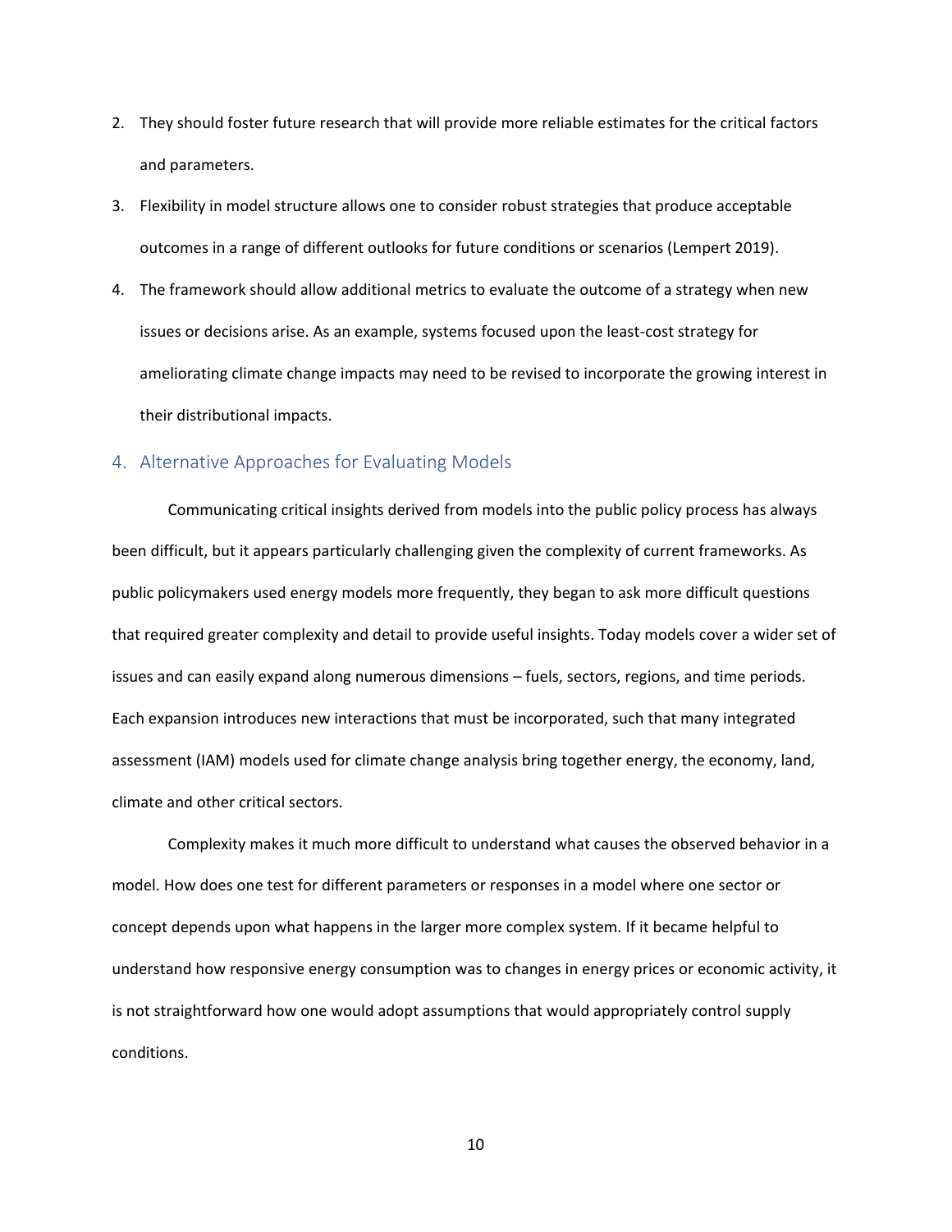2. They should foster future research that will provide more reliable estimates for the critical factors and parameters.
3. Flexibility in model structure allows one to consider robust strategies that produce acceptable outcomes in a range of different outlooks for future conditions or scenarios (Lempert 2019).
4. The framework should allow additional metrics to evaluate the outcome of a strategy when new issues or decisions arise. As an example, systems focused upon the least-cost strategy for ameliorating climate change impacts may need to be revised to incorporate the growing interest in their distributional impacts.

## 4. Alternative Approaches for Evaluating Models

Communicating critical insights derived from models into the public policy process has always been difficult, but it appears particularly challenging given the complexity of current frameworks. As public policymakers used energy models more frequently, they began to ask more difficult questions that required greater complexity and detail to provide useful insights. Today models cover a wider set of issues and can easily expand along numerous dimensions – fuels, sectors, regions, and time periods. Each expansion introduces new interactions that must be incorporated, such that many integrated assessment (IAM) models used for climate change analysis bring together energy, the economy, land, climate and other critical sectors.

Complexity makes it much more difficult to understand what causes the observed behavior in a model. How does one test for different parameters or responses in a model where one sector or concept depends upon what happens in the larger more complex system. If it became helpful to understand how responsive energy consumption was to changes in energy prices or economic activity, it is not straightforward how one would adopt assumptions that would appropriately control supply conditions.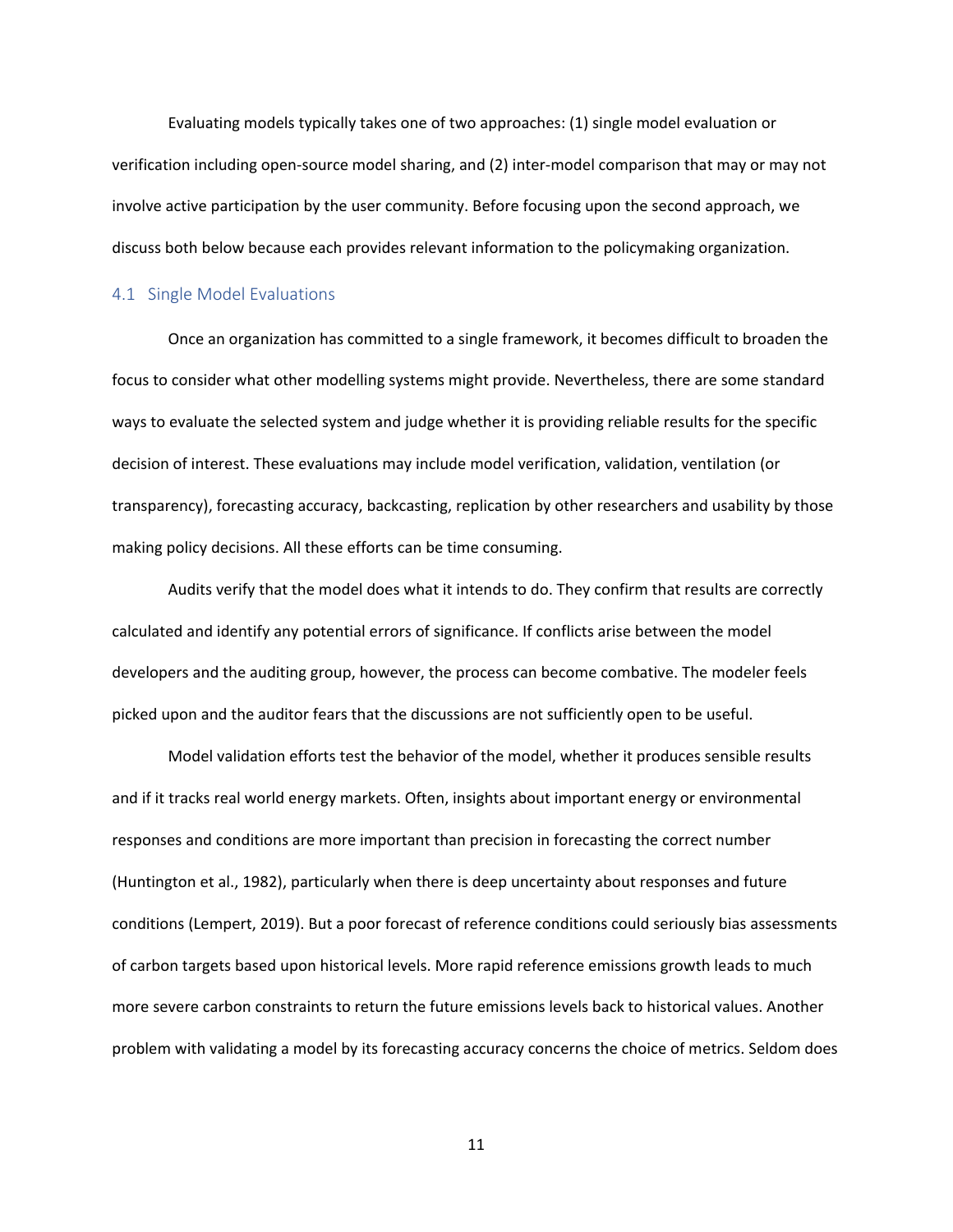Evaluating models typically takes one of two approaches: (1) single model evaluation or verification including open-source model sharing, and (2) inter-model comparison that may or may not involve active participation by the user community. Before focusing upon the second approach, we discuss both below because each provides relevant information to the policymaking organization.

## 4.1 Single Model Evaluations

Once an organization has committed to a single framework, it becomes difficult to broaden the focus to consider what other modelling systems might provide. Nevertheless, there are some standard ways to evaluate the selected system and judge whether it is providing reliable results for the specific decision of interest. These evaluations may include model verification, validation, ventilation (or transparency), forecasting accuracy, backcasting, replication by other researchers and usability by those making policy decisions. All these efforts can be time consuming.

Audits verify that the model does what it intends to do. They confirm that results are correctly calculated and identify any potential errors of significance. If conflicts arise between the model developers and the auditing group, however, the process can become combative. The modeler feels picked upon and the auditor fears that the discussions are not sufficiently open to be useful.

Model validation efforts test the behavior of the model, whether it produces sensible results and if it tracks real world energy markets. Often, insights about important energy or environmental responses and conditions are more important than precision in forecasting the correct number (Huntington et al., 1982), particularly when there is deep uncertainty about responses and future conditions (Lempert, 2019). But a poor forecast of reference conditions could seriously bias assessments of carbon targets based upon historical levels. More rapid reference emissions growth leads to much more severe carbon constraints to return the future emissions levels back to historical values. Another problem with validating a model by its forecasting accuracy concerns the choice of metrics. Seldom does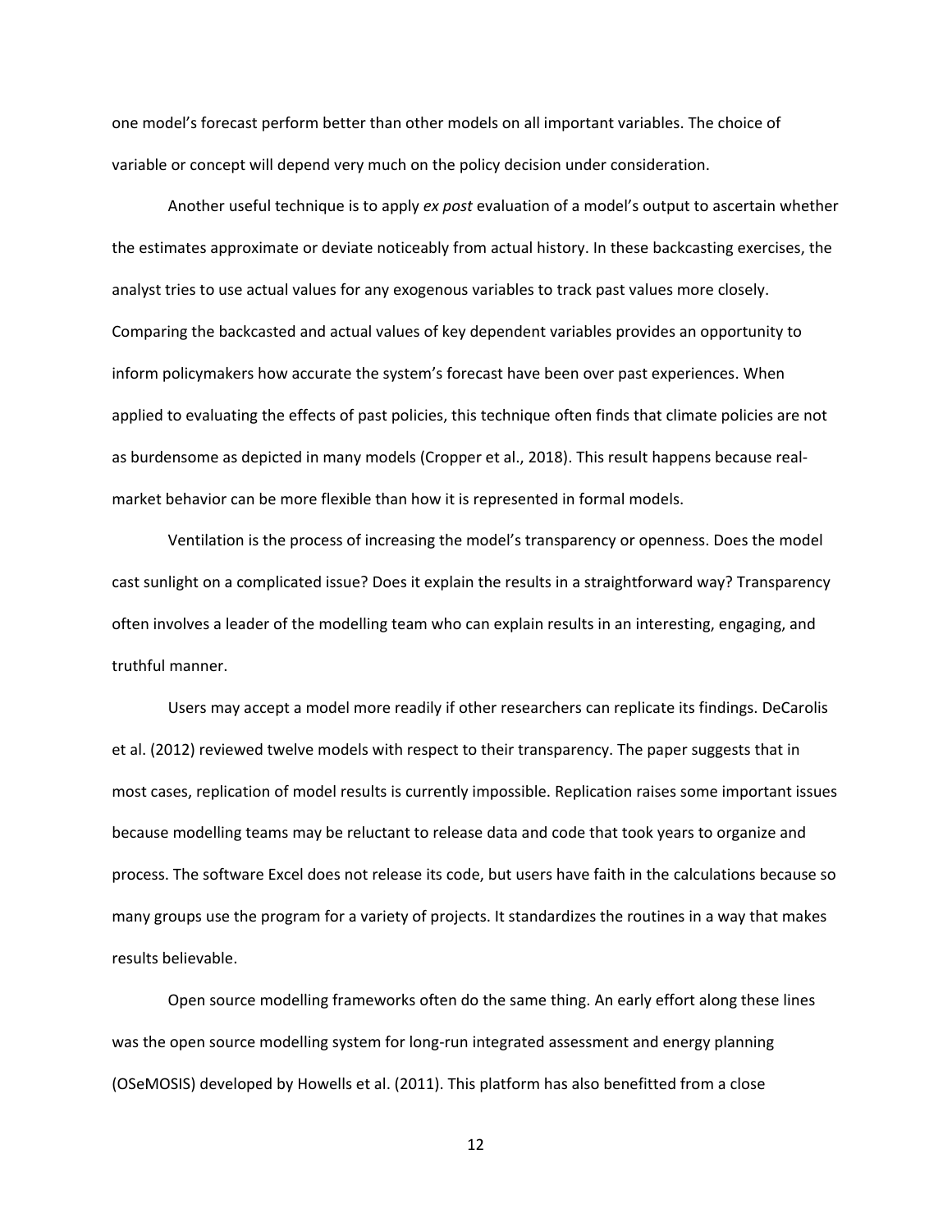one model's forecast perform better than other models on all important variables. The choice of variable or concept will depend very much on the policy decision under consideration.

Another useful technique is to apply *ex post* evaluation of a model's output to ascertain whether the estimates approximate or deviate noticeably from actual history. In these backcasting exercises, the analyst tries to use actual values for any exogenous variables to track past values more closely. Comparing the backcasted and actual values of key dependent variables provides an opportunity to inform policymakers how accurate the system's forecast have been over past experiences. When applied to evaluating the effects of past policies, this technique often finds that climate policies are not as burdensome as depicted in many models (Cropper et al., 2018). This result happens because real-market behavior can be more flexible than how it is represented in formal models.

Ventilation is the process of increasing the model's transparency or openness. Does the model cast sunlight on a complicated issue? Does it explain the results in a straightforward way? Transparency often involves a leader of the modelling team who can explain results in an interesting, engaging, and truthful manner.

Users may accept a model more readily if other researchers can replicate its findings. DeCarolis et al. (2012) reviewed twelve models with respect to their transparency. The paper suggests that in most cases, replication of model results is currently impossible. Replication raises some important issues because modelling teams may be reluctant to release data and code that took years to organize and process. The software Excel does not release its code, but users have faith in the calculations because so many groups use the program for a variety of projects. It standardizes the routines in a way that makes results believable.

Open source modelling frameworks often do the same thing. An early effort along these lines was the open source modelling system for long-run integrated assessment and energy planning (OSeMOSIS) developed by Howells et al. (2011). This platform has also benefitted from a close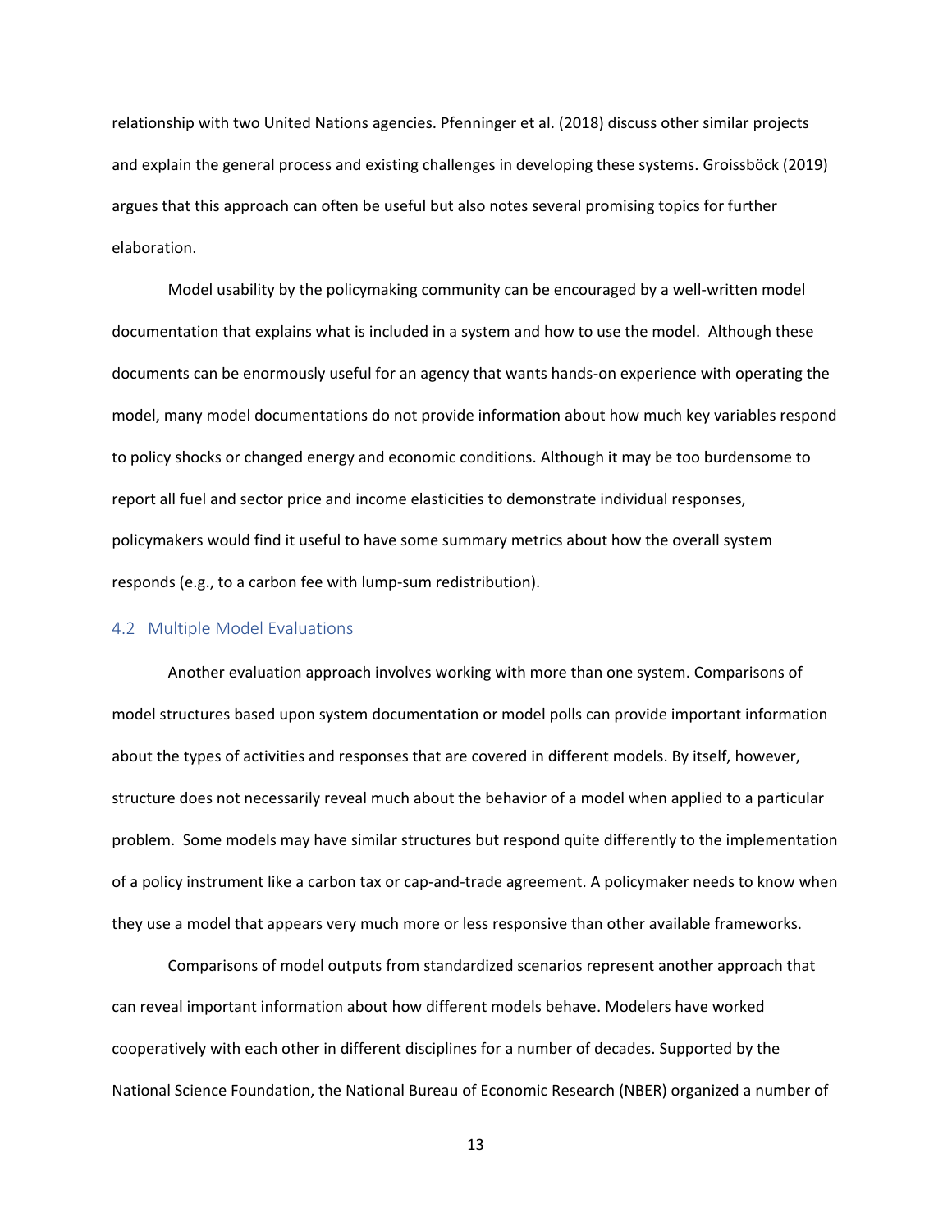relationship with two United Nations agencies. Pfenninger et al. (2018) discuss other similar projects and explain the general process and existing challenges in developing these systems. Groissböck (2019) argues that this approach can often be useful but also notes several promising topics for further elaboration.

Model usability by the policymaking community can be encouraged by a well-written model documentation that explains what is included in a system and how to use the model. Although these documents can be enormously useful for an agency that wants hands-on experience with operating the model, many model documentations do not provide information about how much key variables respond to policy shocks or changed energy and economic conditions. Although it may be too burdensome to report all fuel and sector price and income elasticities to demonstrate individual responses, policymakers would find it useful to have some summary metrics about how the overall system responds (e.g., to a carbon fee with lump-sum redistribution).

### 4.2 Multiple Model Evaluations

Another evaluation approach involves working with more than one system. Comparisons of model structures based upon system documentation or model polls can provide important information about the types of activities and responses that are covered in different models. By itself, however, structure does not necessarily reveal much about the behavior of a model when applied to a particular problem. Some models may have similar structures but respond quite differently to the implementation of a policy instrument like a carbon tax or cap-and-trade agreement. A policymaker needs to know when they use a model that appears very much more or less responsive than other available frameworks.

Comparisons of model outputs from standardized scenarios represent another approach that can reveal important information about how different models behave. Modelers have worked cooperatively with each other in different disciplines for a number of decades. Supported by the National Science Foundation, the National Bureau of Economic Research (NBER) organized a number of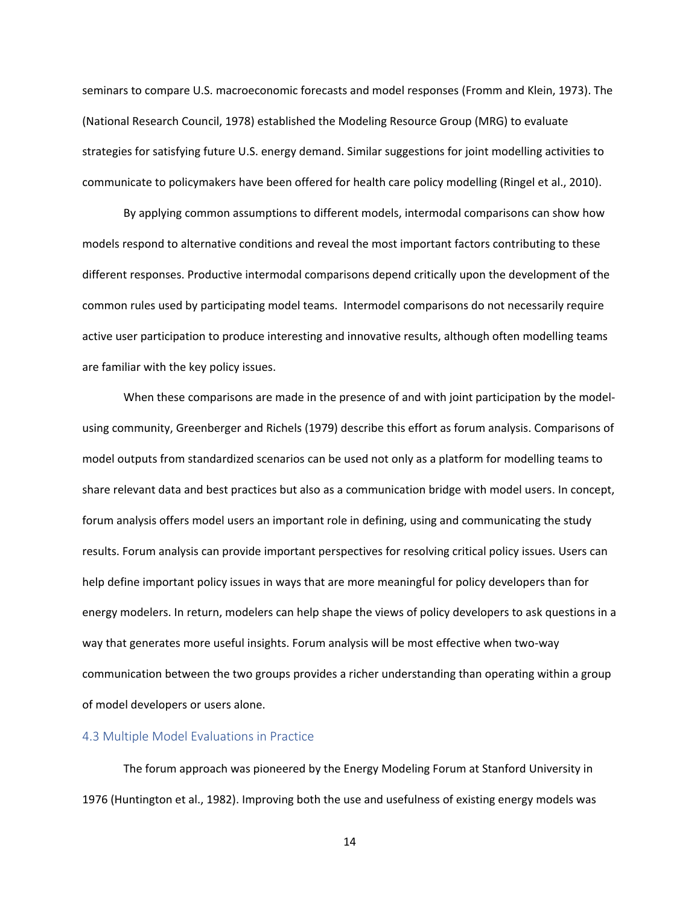seminars to compare U.S. macroeconomic forecasts and model responses (Fromm and Klein, 1973). The (National Research Council, 1978) established the Modeling Resource Group (MRG) to evaluate strategies for satisfying future U.S. energy demand. Similar suggestions for joint modelling activities to communicate to policymakers have been offered for health care policy modelling (Ringel et al., 2010).

By applying common assumptions to different models, intermodal comparisons can show how models respond to alternative conditions and reveal the most important factors contributing to these different responses. Productive intermodal comparisons depend critically upon the development of the common rules used by participating model teams. Intermodel comparisons do not necessarily require active user participation to produce interesting and innovative results, although often modelling teams are familiar with the key policy issues.

When these comparisons are made in the presence of and with joint participation by the model-using community, Greenberger and Richels (1979) describe this effort as forum analysis. Comparisons of model outputs from standardized scenarios can be used not only as a platform for modelling teams to share relevant data and best practices but also as a communication bridge with model users. In concept, forum analysis offers model users an important role in defining, using and communicating the study results. Forum analysis can provide important perspectives for resolving critical policy issues. Users can help define important policy issues in ways that are more meaningful for policy developers than for energy modelers. In return, modelers can help shape the views of policy developers to ask questions in a way that generates more useful insights. Forum analysis will be most effective when two-way communication between the two groups provides a richer understanding than operating within a group of model developers or users alone.

### 4.3 Multiple Model Evaluations in Practice

The forum approach was pioneered by the Energy Modeling Forum at Stanford University in 1976 (Huntington et al., 1982). Improving both the use and usefulness of existing energy models was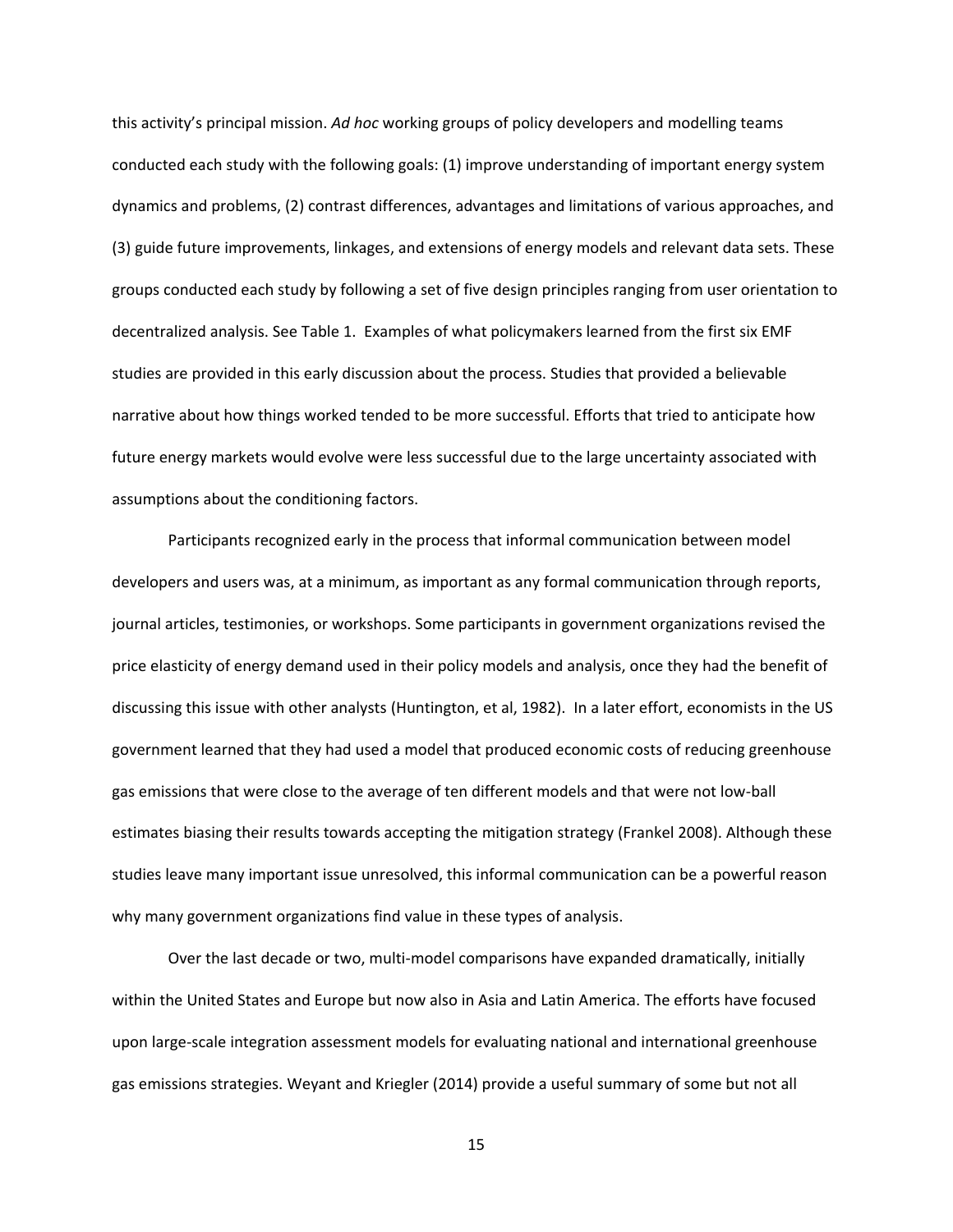this activity's principal mission. *Ad hoc* working groups of policy developers and modelling teams conducted each study with the following goals: (1) improve understanding of important energy system dynamics and problems, (2) contrast differences, advantages and limitations of various approaches, and (3) guide future improvements, linkages, and extensions of energy models and relevant data sets. These groups conducted each study by following a set of five design principles ranging from user orientation to decentralized analysis. See Table 1. Examples of what policymakers learned from the first six EMF studies are provided in this early discussion about the process. Studies that provided a believable narrative about how things worked tended to be more successful. Efforts that tried to anticipate how future energy markets would evolve were less successful due to the large uncertainty associated with assumptions about the conditioning factors.

Participants recognized early in the process that informal communication between model developers and users was, at a minimum, as important as any formal communication through reports, journal articles, testimonies, or workshops. Some participants in government organizations revised the price elasticity of energy demand used in their policy models and analysis, once they had the benefit of discussing this issue with other analysts (Huntington, et al, 1982). In a later effort, economists in the US government learned that they had used a model that produced economic costs of reducing greenhouse gas emissions that were close to the average of ten different models and that were not low-ball estimates biasing their results towards accepting the mitigation strategy (Frankel 2008). Although these studies leave many important issue unresolved, this informal communication can be a powerful reason why many government organizations find value in these types of analysis.

Over the last decade or two, multi-model comparisons have expanded dramatically, initially within the United States and Europe but now also in Asia and Latin America. The efforts have focused upon large-scale integration assessment models for evaluating national and international greenhouse gas emissions strategies. Weyant and Kriegler (2014) provide a useful summary of some but not all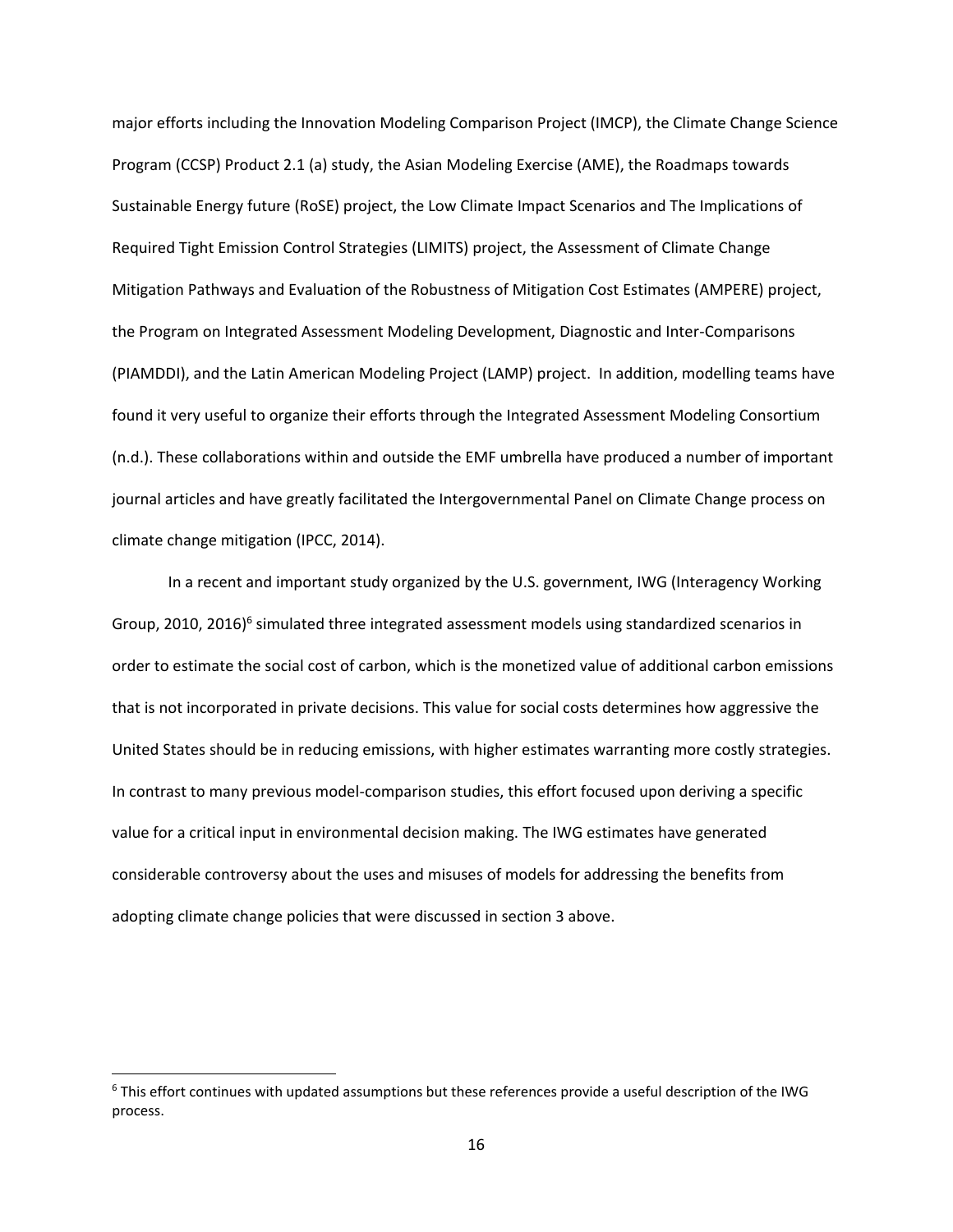major efforts including the Innovation Modeling Comparison Project (IMCP), the Climate Change Science Program (CCSP) Product 2.1 (a) study, the Asian Modeling Exercise (AME), the Roadmaps towards Sustainable Energy future (RoSE) project, the Low Climate Impact Scenarios and The Implications of Required Tight Emission Control Strategies (LIMITS) project, the Assessment of Climate Change Mitigation Pathways and Evaluation of the Robustness of Mitigation Cost Estimates (AMPERE) project, the Program on Integrated Assessment Modeling Development, Diagnostic and Inter-Comparisons (PIAMDDI), and the Latin American Modeling Project (LAMP) project. In addition, modelling teams have found it very useful to organize their efforts through the Integrated Assessment Modeling Consortium (n.d.). These collaborations within and outside the EMF umbrella have produced a number of important journal articles and have greatly facilitated the Intergovernmental Panel on Climate Change process on climate change mitigation (IPCC, 2014).

In a recent and important study organized by the U.S. government, IWG (Interagency Working Group, 2010, 2016)[6] simulated three integrated assessment models using standardized scenarios in order to estimate the social cost of carbon, which is the monetized value of additional carbon emissions that is not incorporated in private decisions. This value for social costs determines how aggressive the United States should be in reducing emissions, with higher estimates warranting more costly strategies. In contrast to many previous model-comparison studies, this effort focused upon deriving a specific value for a critical input in environmental decision making. The IWG estimates have generated considerable controversy about the uses and misuses of models for addressing the benefits from adopting climate change policies that were discussed in section 3 above.

[6] This effort continues with updated assumptions but these references provide a useful description of the IWG process.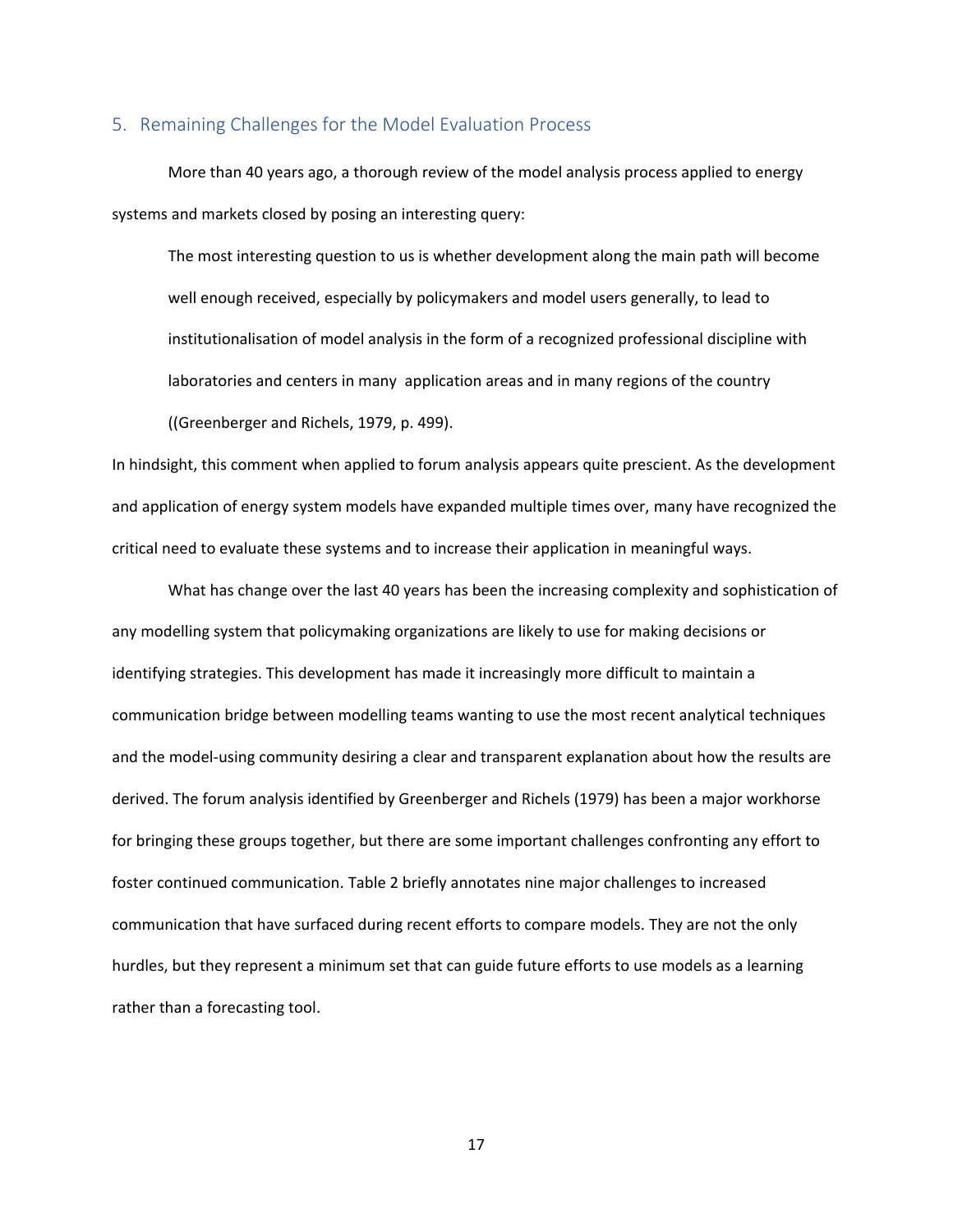## 5. Remaining Challenges for the Model Evaluation Process

More than 40 years ago, a thorough review of the model analysis process applied to energy systems and markets closed by posing an interesting query:

> The most interesting question to us is whether development along the main path will become well enough received, especially by policymakers and model users generally, to lead to institutionalisation of model analysis in the form of a recognized professional discipline with laboratories and centers in many application areas and in many regions of the country ((Greenberger and Richels, 1979, p. 499).

In hindsight, this comment when applied to forum analysis appears quite prescient. As the development and application of energy system models have expanded multiple times over, many have recognized the critical need to evaluate these systems and to increase their application in meaningful ways.

What has change over the last 40 years has been the increasing complexity and sophistication of any modelling system that policymaking organizations are likely to use for making decisions or identifying strategies. This development has made it increasingly more difficult to maintain a communication bridge between modelling teams wanting to use the most recent analytical techniques and the model-using community desiring a clear and transparent explanation about how the results are derived. The forum analysis identified by Greenberger and Richels (1979) has been a major workhorse for bringing these groups together, but there are some important challenges confronting any effort to foster continued communication. Table 2 briefly annotates nine major challenges to increased communication that have surfaced during recent efforts to compare models. They are not the only hurdles, but they represent a minimum set that can guide future efforts to use models as a learning rather than a forecasting tool.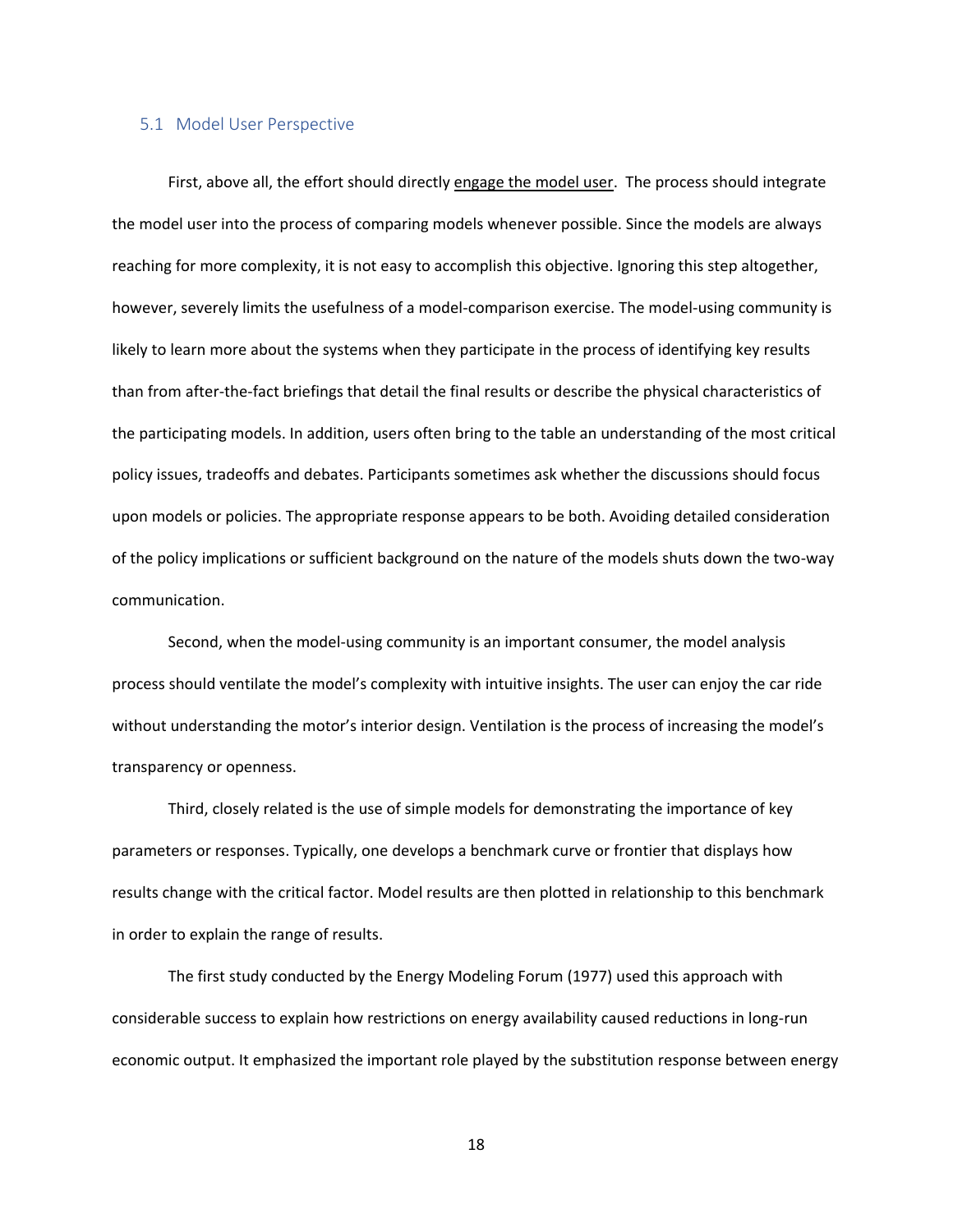### 5.1 Model User Perspective

First, above all, the effort should directly <u>engage the model user</u>. The process should integrate the model user into the process of comparing models whenever possible. Since the models are always reaching for more complexity, it is not easy to accomplish this objective. Ignoring this step altogether, however, severely limits the usefulness of a model-comparison exercise. The model-using community is likely to learn more about the systems when they participate in the process of identifying key results than from after-the-fact briefings that detail the final results or describe the physical characteristics of the participating models. In addition, users often bring to the table an understanding of the most critical policy issues, tradeoffs and debates. Participants sometimes ask whether the discussions should focus upon models or policies. The appropriate response appears to be both. Avoiding detailed consideration of the policy implications or sufficient background on the nature of the models shuts down the two-way communication.

Second, when the model-using community is an important consumer, the model analysis process should ventilate the model's complexity with intuitive insights. The user can enjoy the car ride without understanding the motor's interior design. Ventilation is the process of increasing the model's transparency or openness.

Third, closely related is the use of simple models for demonstrating the importance of key parameters or responses. Typically, one develops a benchmark curve or frontier that displays how results change with the critical factor. Model results are then plotted in relationship to this benchmark in order to explain the range of results.

The first study conducted by the Energy Modeling Forum (1977) used this approach with considerable success to explain how restrictions on energy availability caused reductions in long-run economic output. It emphasized the important role played by the substitution response between energy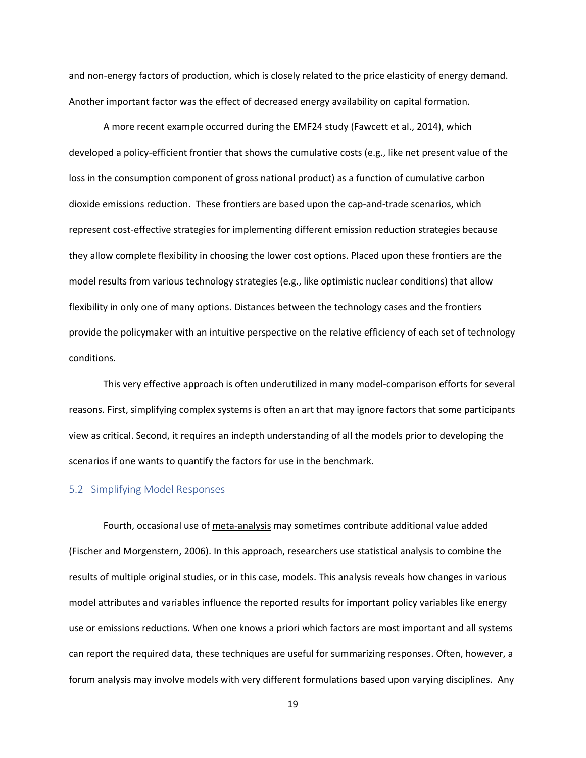and non-energy factors of production, which is closely related to the price elasticity of energy demand. Another important factor was the effect of decreased energy availability on capital formation.

A more recent example occurred during the EMF24 study (Fawcett et al., 2014), which developed a policy-efficient frontier that shows the cumulative costs (e.g., like net present value of the loss in the consumption component of gross national product) as a function of cumulative carbon dioxide emissions reduction. These frontiers are based upon the cap-and-trade scenarios, which represent cost-effective strategies for implementing different emission reduction strategies because they allow complete flexibility in choosing the lower cost options. Placed upon these frontiers are the model results from various technology strategies (e.g., like optimistic nuclear conditions) that allow flexibility in only one of many options. Distances between the technology cases and the frontiers provide the policymaker with an intuitive perspective on the relative efficiency of each set of technology conditions.

This very effective approach is often underutilized in many model-comparison efforts for several reasons. First, simplifying complex systems is often an art that may ignore factors that some participants view as critical. Second, it requires an indepth understanding of all the models prior to developing the scenarios if one wants to quantify the factors for use in the benchmark.

## 5.2 Simplifying Model Responses

Fourth, occasional use of meta-analysis may sometimes contribute additional value added (Fischer and Morgenstern, 2006). In this approach, researchers use statistical analysis to combine the results of multiple original studies, or in this case, models. This analysis reveals how changes in various model attributes and variables influence the reported results for important policy variables like energy use or emissions reductions. When one knows a priori which factors are most important and all systems can report the required data, these techniques are useful for summarizing responses. Often, however, a forum analysis may involve models with very different formulations based upon varying disciplines. Any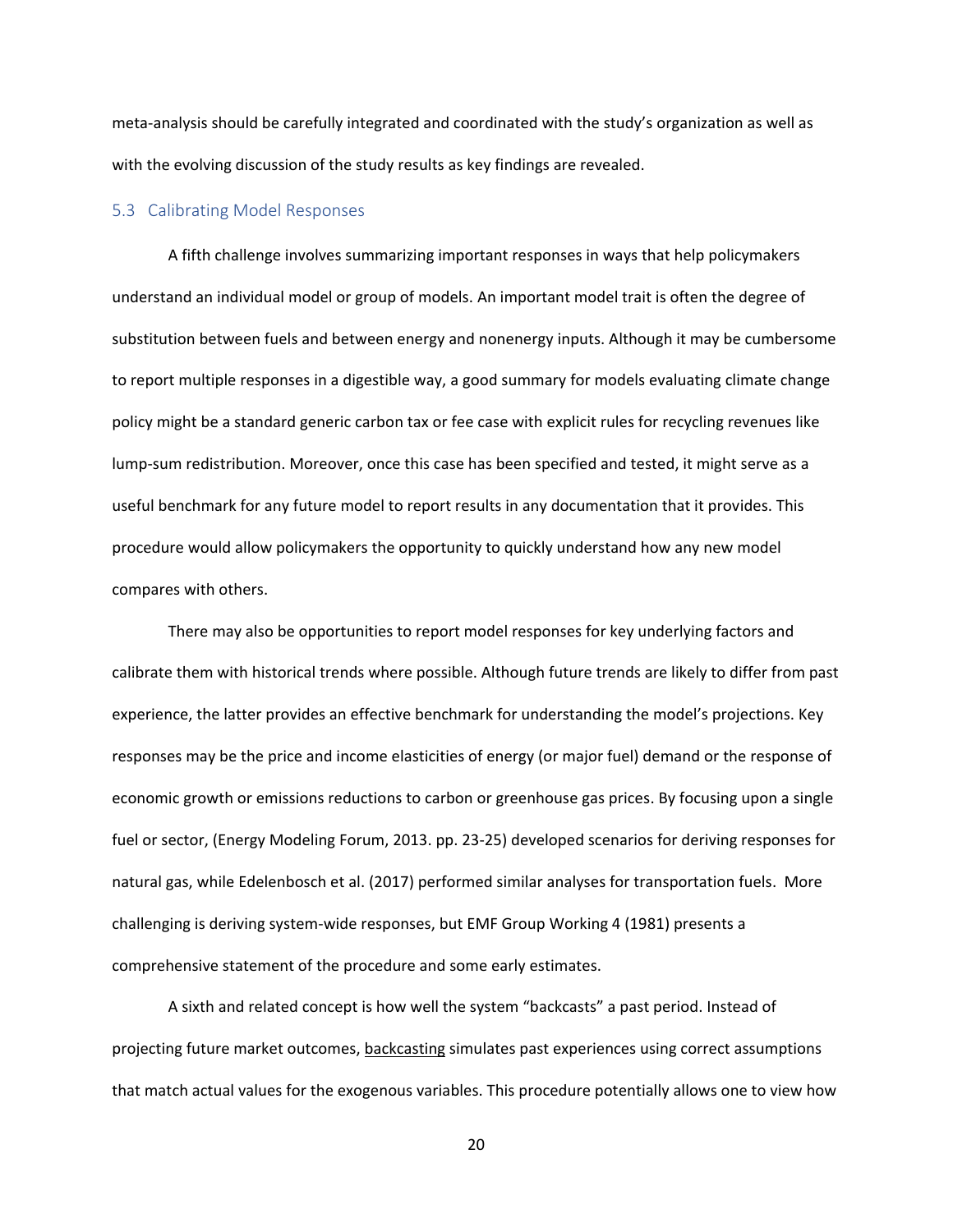meta-analysis should be carefully integrated and coordinated with the study's organization as well as with the evolving discussion of the study results as key findings are revealed.

### 5.3 Calibrating Model Responses

A fifth challenge involves summarizing important responses in ways that help policymakers understand an individual model or group of models. An important model trait is often the degree of substitution between fuels and between energy and nonenergy inputs. Although it may be cumbersome to report multiple responses in a digestible way, a good summary for models evaluating climate change policy might be a standard generic carbon tax or fee case with explicit rules for recycling revenues like lump-sum redistribution. Moreover, once this case has been specified and tested, it might serve as a useful benchmark for any future model to report results in any documentation that it provides. This procedure would allow policymakers the opportunity to quickly understand how any new model compares with others.

There may also be opportunities to report model responses for key underlying factors and calibrate them with historical trends where possible. Although future trends are likely to differ from past experience, the latter provides an effective benchmark for understanding the model's projections. Key responses may be the price and income elasticities of energy (or major fuel) demand or the response of economic growth or emissions reductions to carbon or greenhouse gas prices. By focusing upon a single fuel or sector, (Energy Modeling Forum, 2013. pp. 23-25) developed scenarios for deriving responses for natural gas, while Edelenbosch et al. (2017) performed similar analyses for transportation fuels. More challenging is deriving system-wide responses, but EMF Group Working 4 (1981) presents a comprehensive statement of the procedure and some early estimates.

A sixth and related concept is how well the system "backcasts" a past period. Instead of projecting future market outcomes, <u>backcasting</u> simulates past experiences using correct assumptions that match actual values for the exogenous variables. This procedure potentially allows one to view how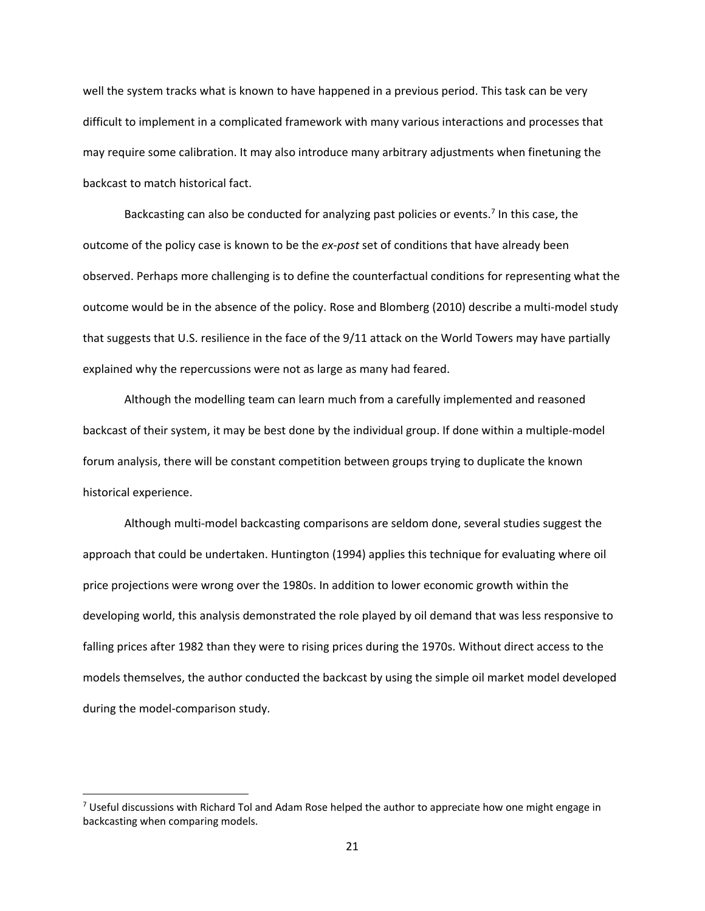well the system tracks what is known to have happened in a previous period. This task can be very difficult to implement in a complicated framework with many various interactions and processes that may require some calibration. It may also introduce many arbitrary adjustments when finetuning the backcast to match historical fact.

Backcasting can also be conducted for analyzing past policies or events.[7] In this case, the outcome of the policy case is known to be the *ex-post* set of conditions that have already been observed. Perhaps more challenging is to define the counterfactual conditions for representing what the outcome would be in the absence of the policy. Rose and Blomberg (2010) describe a multi-model study that suggests that U.S. resilience in the face of the 9/11 attack on the World Towers may have partially explained why the repercussions were not as large as many had feared.

Although the modelling team can learn much from a carefully implemented and reasoned backcast of their system, it may be best done by the individual group. If done within a multiple-model forum analysis, there will be constant competition between groups trying to duplicate the known historical experience.

Although multi-model backcasting comparisons are seldom done, several studies suggest the approach that could be undertaken. Huntington (1994) applies this technique for evaluating where oil price projections were wrong over the 1980s. In addition to lower economic growth within the developing world, this analysis demonstrated the role played by oil demand that was less responsive to falling prices after 1982 than they were to rising prices during the 1970s. Without direct access to the models themselves, the author conducted the backcast by using the simple oil market model developed during the model-comparison study.

---

[7] Useful discussions with Richard Tol and Adam Rose helped the author to appreciate how one might engage in backcasting when comparing models.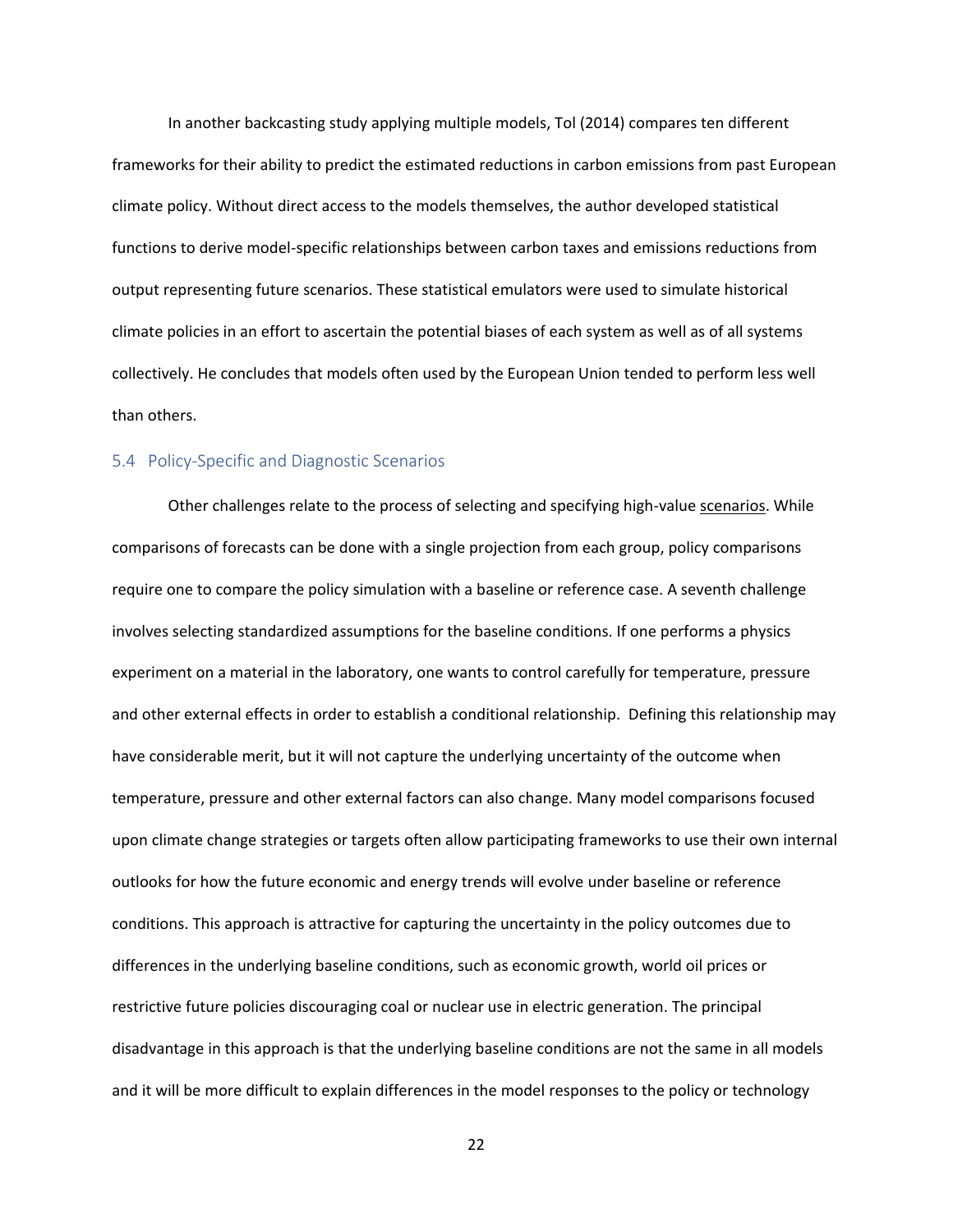In another backcasting study applying multiple models, Tol (2014) compares ten different frameworks for their ability to predict the estimated reductions in carbon emissions from past European climate policy. Without direct access to the models themselves, the author developed statistical functions to derive model-specific relationships between carbon taxes and emissions reductions from output representing future scenarios. These statistical emulators were used to simulate historical climate policies in an effort to ascertain the potential biases of each system as well as of all systems collectively. He concludes that models often used by the European Union tended to perform less well than others.

### 5.4 Policy-Specific and Diagnostic Scenarios

Other challenges relate to the process of selecting and specifying high-value scenarios. While comparisons of forecasts can be done with a single projection from each group, policy comparisons require one to compare the policy simulation with a baseline or reference case. A seventh challenge involves selecting standardized assumptions for the baseline conditions. If one performs a physics experiment on a material in the laboratory, one wants to control carefully for temperature, pressure and other external effects in order to establish a conditional relationship. Defining this relationship may have considerable merit, but it will not capture the underlying uncertainty of the outcome when temperature, pressure and other external factors can also change. Many model comparisons focused upon climate change strategies or targets often allow participating frameworks to use their own internal outlooks for how the future economic and energy trends will evolve under baseline or reference conditions. This approach is attractive for capturing the uncertainty in the policy outcomes due to differences in the underlying baseline conditions, such as economic growth, world oil prices or restrictive future policies discouraging coal or nuclear use in electric generation. The principal disadvantage in this approach is that the underlying baseline conditions are not the same in all models and it will be more difficult to explain differences in the model responses to the policy or technology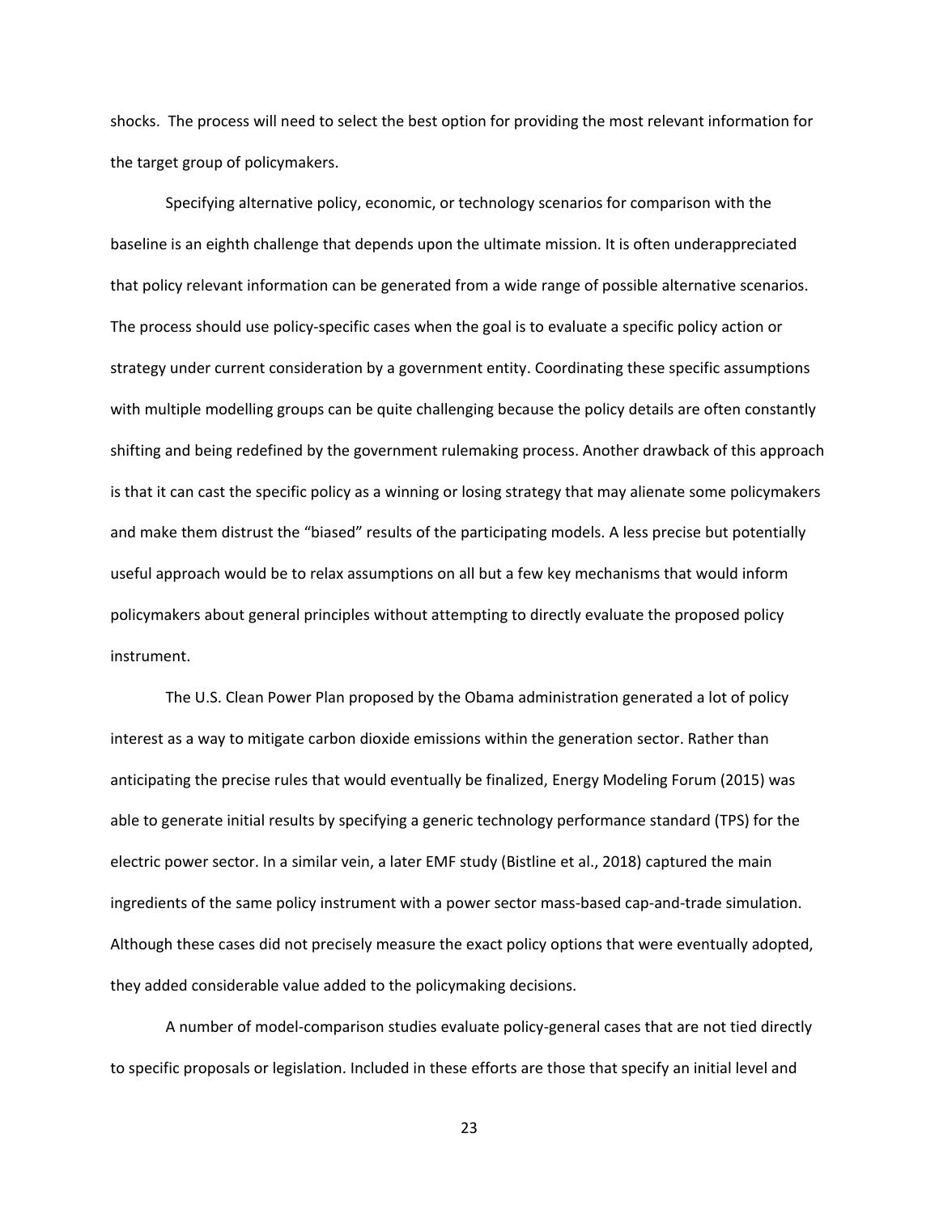shocks. The process will need to select the best option for providing the most relevant information for the target group of policymakers.

Specifying alternative policy, economic, or technology scenarios for comparison with the baseline is an eighth challenge that depends upon the ultimate mission. It is often underappreciated that policy relevant information can be generated from a wide range of possible alternative scenarios. The process should use policy-specific cases when the goal is to evaluate a specific policy action or strategy under current consideration by a government entity. Coordinating these specific assumptions with multiple modelling groups can be quite challenging because the policy details are often constantly shifting and being redefined by the government rulemaking process. Another drawback of this approach is that it can cast the specific policy as a winning or losing strategy that may alienate some policymakers and make them distrust the "biased" results of the participating models. A less precise but potentially useful approach would be to relax assumptions on all but a few key mechanisms that would inform policymakers about general principles without attempting to directly evaluate the proposed policy instrument.

The U.S. Clean Power Plan proposed by the Obama administration generated a lot of policy interest as a way to mitigate carbon dioxide emissions within the generation sector. Rather than anticipating the precise rules that would eventually be finalized, Energy Modeling Forum (2015) was able to generate initial results by specifying a generic technology performance standard (TPS) for the electric power sector. In a similar vein, a later EMF study (Bistline et al., 2018) captured the main ingredients of the same policy instrument with a power sector mass-based cap-and-trade simulation. Although these cases did not precisely measure the exact policy options that were eventually adopted, they added considerable value added to the policymaking decisions.

A number of model-comparison studies evaluate policy-general cases that are not tied directly to specific proposals or legislation. Included in these efforts are those that specify an initial level and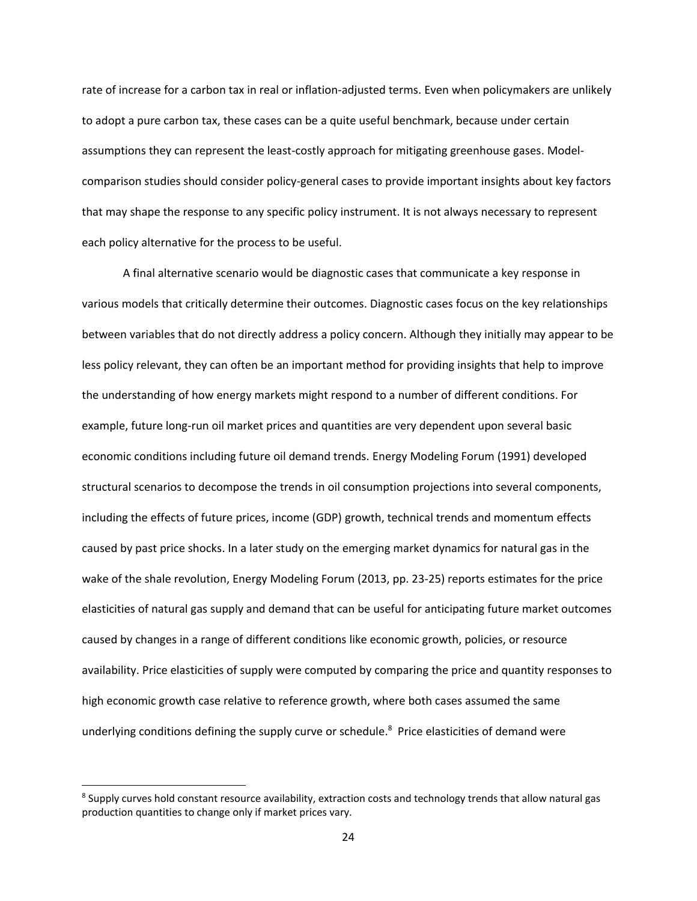rate of increase for a carbon tax in real or inflation-adjusted terms. Even when policymakers are unlikely to adopt a pure carbon tax, these cases can be a quite useful benchmark, because under certain assumptions they can represent the least-costly approach for mitigating greenhouse gases. Model-comparison studies should consider policy-general cases to provide important insights about key factors that may shape the response to any specific policy instrument. It is not always necessary to represent each policy alternative for the process to be useful.

A final alternative scenario would be diagnostic cases that communicate a key response in various models that critically determine their outcomes. Diagnostic cases focus on the key relationships between variables that do not directly address a policy concern. Although they initially may appear to be less policy relevant, they can often be an important method for providing insights that help to improve the understanding of how energy markets might respond to a number of different conditions. For example, future long-run oil market prices and quantities are very dependent upon several basic economic conditions including future oil demand trends. Energy Modeling Forum (1991) developed structural scenarios to decompose the trends in oil consumption projections into several components, including the effects of future prices, income (GDP) growth, technical trends and momentum effects caused by past price shocks. In a later study on the emerging market dynamics for natural gas in the wake of the shale revolution, Energy Modeling Forum (2013, pp. 23-25) reports estimates for the price elasticities of natural gas supply and demand that can be useful for anticipating future market outcomes caused by changes in a range of different conditions like economic growth, policies, or resource availability. Price elasticities of supply were computed by comparing the price and quantity responses to high economic growth case relative to reference growth, where both cases assumed the same underlying conditions defining the supply curve or schedule.[8] Price elasticities of demand were

[8] Supply curves hold constant resource availability, extraction costs and technology trends that allow natural gas production quantities to change only if market prices vary.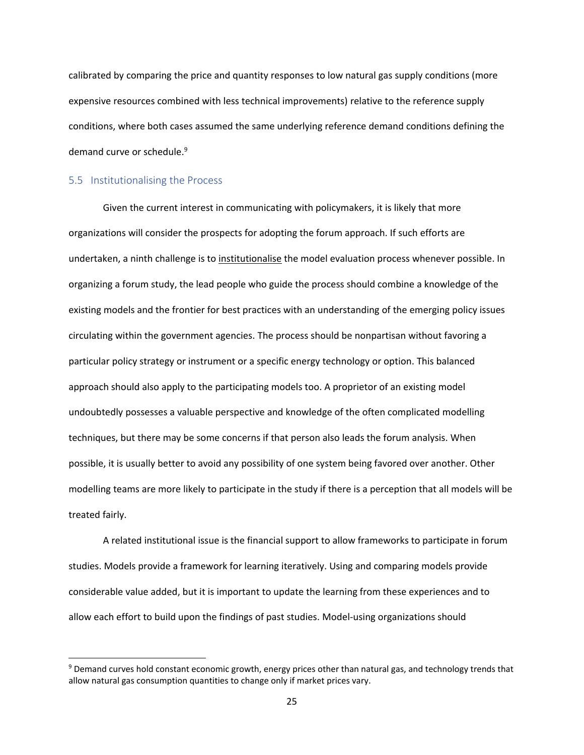calibrated by comparing the price and quantity responses to low natural gas supply conditions (more expensive resources combined with less technical improvements) relative to the reference supply conditions, where both cases assumed the same underlying reference demand conditions defining the demand curve or schedule.[9]

## 5.5 Institutionalising the Process

Given the current interest in communicating with policymakers, it is likely that more organizations will consider the prospects for adopting the forum approach. If such efforts are undertaken, a ninth challenge is to <u>institutionalise</u> the model evaluation process whenever possible. In organizing a forum study, the lead people who guide the process should combine a knowledge of the existing models and the frontier for best practices with an understanding of the emerging policy issues circulating within the government agencies. The process should be nonpartisan without favoring a particular policy strategy or instrument or a specific energy technology or option. This balanced approach should also apply to the participating models too. A proprietor of an existing model undoubtedly possesses a valuable perspective and knowledge of the often complicated modelling techniques, but there may be some concerns if that person also leads the forum analysis. When possible, it is usually better to avoid any possibility of one system being favored over another. Other modelling teams are more likely to participate in the study if there is a perception that all models will be treated fairly.

A related institutional issue is the financial support to allow frameworks to participate in forum studies. Models provide a framework for learning iteratively. Using and comparing models provide considerable value added, but it is important to update the learning from these experiences and to allow each effort to build upon the findings of past studies. Model-using organizations should

[9] Demand curves hold constant economic growth, energy prices other than natural gas, and technology trends that allow natural gas consumption quantities to change only if market prices vary.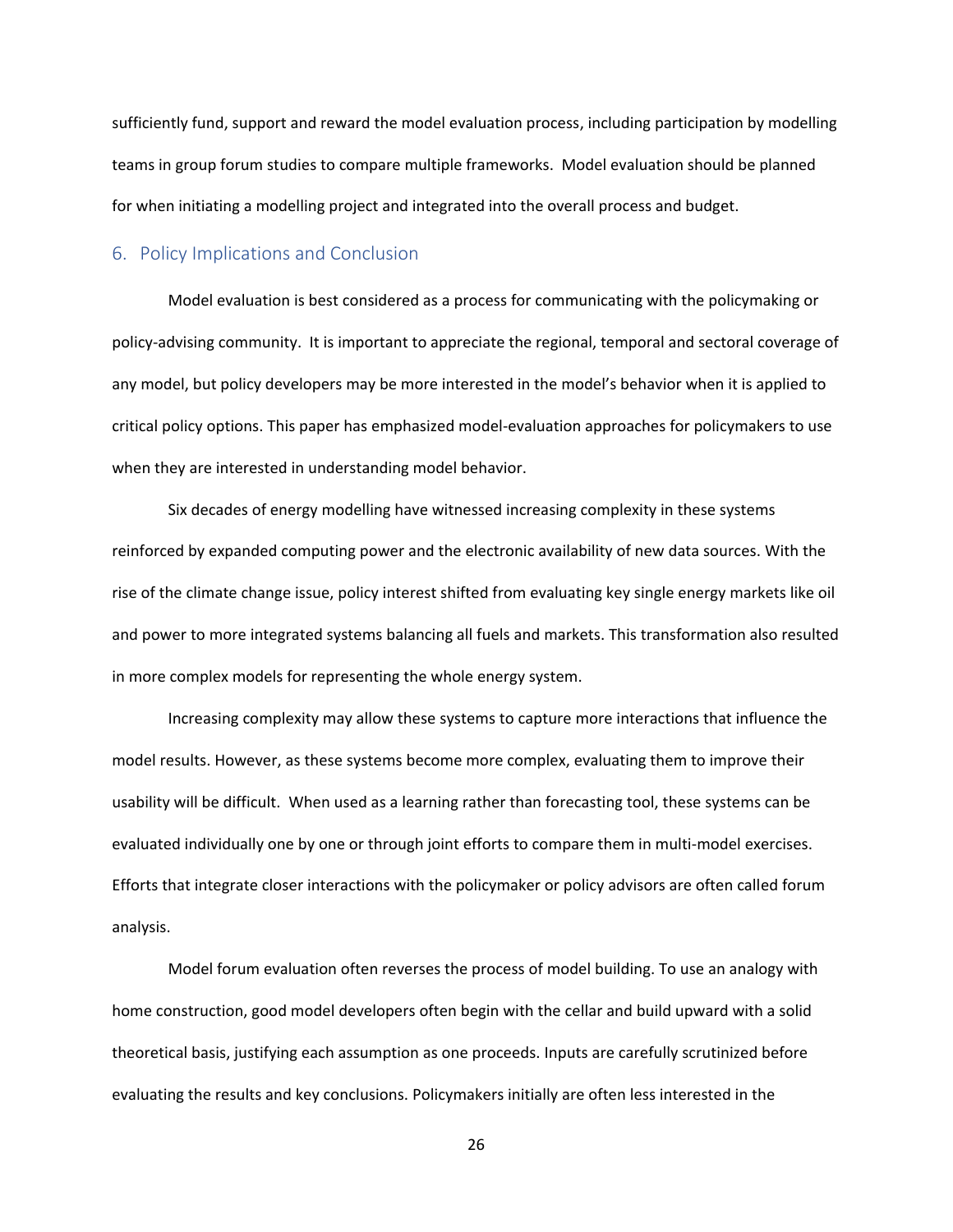sufficiently fund, support and reward the model evaluation process, including participation by modelling teams in group forum studies to compare multiple frameworks. Model evaluation should be planned for when initiating a modelling project and integrated into the overall process and budget.

## 6. Policy Implications and Conclusion

Model evaluation is best considered as a process for communicating with the policymaking or policy-advising community. It is important to appreciate the regional, temporal and sectoral coverage of any model, but policy developers may be more interested in the model's behavior when it is applied to critical policy options. This paper has emphasized model-evaluation approaches for policymakers to use when they are interested in understanding model behavior.

Six decades of energy modelling have witnessed increasing complexity in these systems reinforced by expanded computing power and the electronic availability of new data sources. With the rise of the climate change issue, policy interest shifted from evaluating key single energy markets like oil and power to more integrated systems balancing all fuels and markets. This transformation also resulted in more complex models for representing the whole energy system.

Increasing complexity may allow these systems to capture more interactions that influence the model results. However, as these systems become more complex, evaluating them to improve their usability will be difficult. When used as a learning rather than forecasting tool, these systems can be evaluated individually one by one or through joint efforts to compare them in multi-model exercises. Efforts that integrate closer interactions with the policymaker or policy advisors are often called forum analysis.

Model forum evaluation often reverses the process of model building. To use an analogy with home construction, good model developers often begin with the cellar and build upward with a solid theoretical basis, justifying each assumption as one proceeds. Inputs are carefully scrutinized before evaluating the results and key conclusions. Policymakers initially are often less interested in the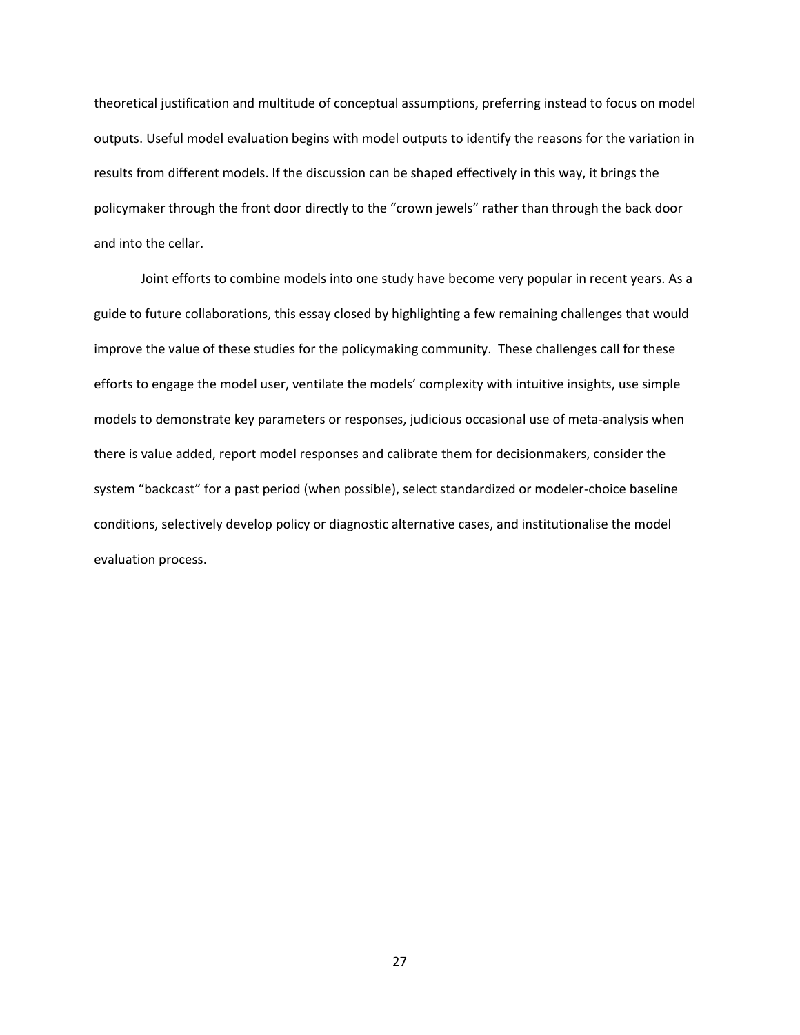theoretical justification and multitude of conceptual assumptions, preferring instead to focus on model outputs. Useful model evaluation begins with model outputs to identify the reasons for the variation in results from different models. If the discussion can be shaped effectively in this way, it brings the policymaker through the front door directly to the "crown jewels" rather than through the back door and into the cellar.

Joint efforts to combine models into one study have become very popular in recent years. As a guide to future collaborations, this essay closed by highlighting a few remaining challenges that would improve the value of these studies for the policymaking community. These challenges call for these efforts to engage the model user, ventilate the models' complexity with intuitive insights, use simple models to demonstrate key parameters or responses, judicious occasional use of meta-analysis when there is value added, report model responses and calibrate them for decisionmakers, consider the system "backcast" for a past period (when possible), select standardized or modeler-choice baseline conditions, selectively develop policy or diagnostic alternative cases, and institutionalise the model evaluation process.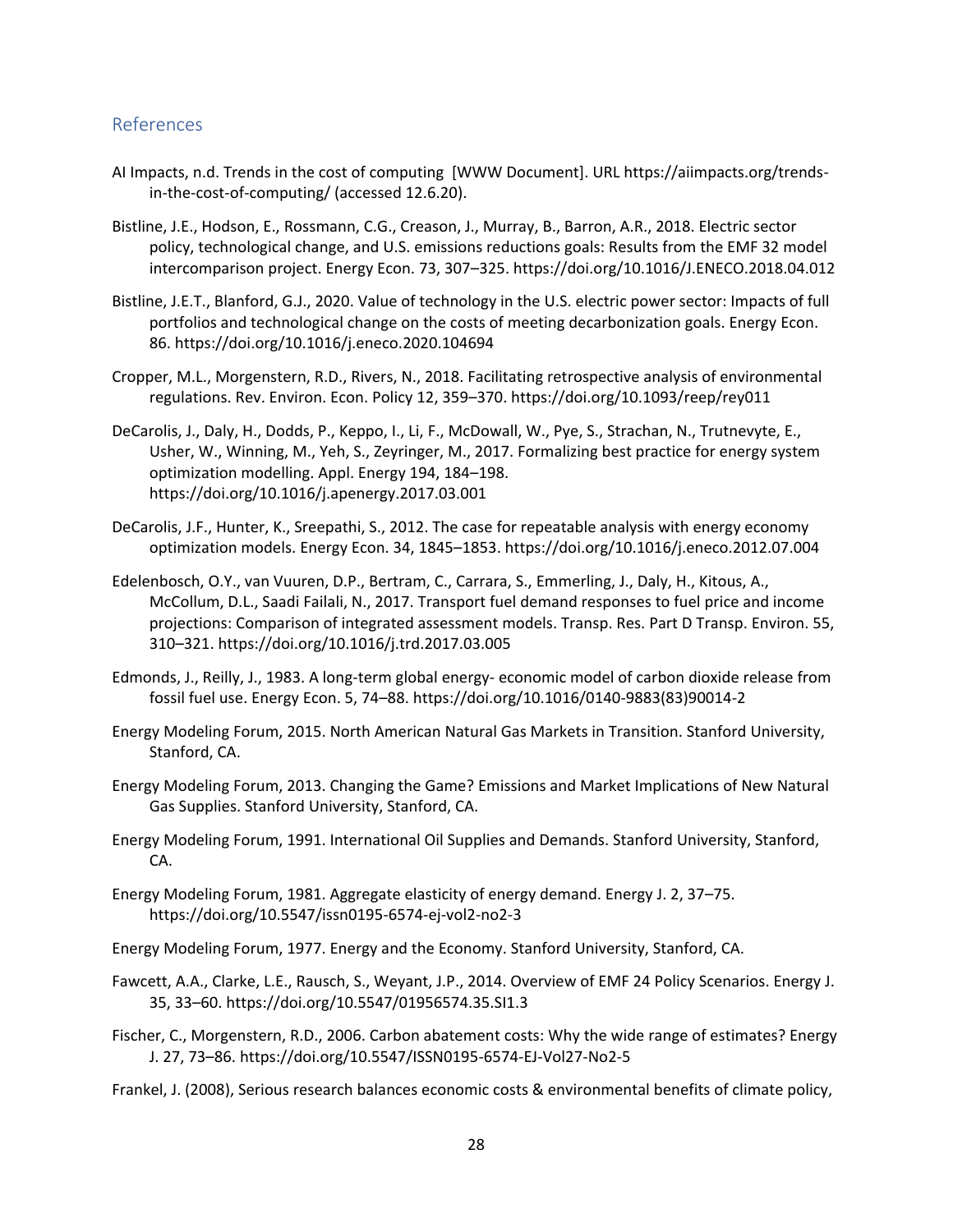## References

AI Impacts, n.d. Trends in the cost of computing [WWW Document]. URL https://aiimpacts.org/trends-in-the-cost-of-computing/ (accessed 12.6.20).

Bistline, J.E., Hodson, E., Rossmann, C.G., Creason, J., Murray, B., Barron, A.R., 2018. Electric sector policy, technological change, and U.S. emissions reductions goals: Results from the EMF 32 model intercomparison project. Energy Econ. 73, 307–325. https://doi.org/10.1016/J.ENECO.2018.04.012

Bistline, J.E.T., Blanford, G.J., 2020. Value of technology in the U.S. electric power sector: Impacts of full portfolios and technological change on the costs of meeting decarbonization goals. Energy Econ. 86. https://doi.org/10.1016/j.eneco.2020.104694

Cropper, M.L., Morgenstern, R.D., Rivers, N., 2018. Facilitating retrospective analysis of environmental regulations. Rev. Environ. Econ. Policy 12, 359–370. https://doi.org/10.1093/reep/rey011

DeCarolis, J., Daly, H., Dodds, P., Keppo, I., Li, F., McDowall, W., Pye, S., Strachan, N., Trutnevyte, E., Usher, W., Winning, M., Yeh, S., Zeyringer, M., 2017. Formalizing best practice for energy system optimization modelling. Appl. Energy 194, 184–198. https://doi.org/10.1016/j.apenergy.2017.03.001

DeCarolis, J.F., Hunter, K., Sreepathi, S., 2012. The case for repeatable analysis with energy economy optimization models. Energy Econ. 34, 1845–1853. https://doi.org/10.1016/j.eneco.2012.07.004

Edelenbosch, O.Y., van Vuuren, D.P., Bertram, C., Carrara, S., Emmerling, J., Daly, H., Kitous, A., McCollum, D.L., Saadi Failali, N., 2017. Transport fuel demand responses to fuel price and income projections: Comparison of integrated assessment models. Transp. Res. Part D Transp. Environ. 55, 310–321. https://doi.org/10.1016/j.trd.2017.03.005

Edmonds, J., Reilly, J., 1983. A long-term global energy- economic model of carbon dioxide release from fossil fuel use. Energy Econ. 5, 74–88. https://doi.org/10.1016/0140-9883(83)90014-2

Energy Modeling Forum, 2015. North American Natural Gas Markets in Transition. Stanford University, Stanford, CA.

Energy Modeling Forum, 2013. Changing the Game? Emissions and Market Implications of New Natural Gas Supplies. Stanford University, Stanford, CA.

Energy Modeling Forum, 1991. International Oil Supplies and Demands. Stanford University, Stanford, CA.

Energy Modeling Forum, 1981. Aggregate elasticity of energy demand. Energy J. 2, 37–75. https://doi.org/10.5547/issn0195-6574-ej-vol2-no2-3

Energy Modeling Forum, 1977. Energy and the Economy. Stanford University, Stanford, CA.

Fawcett, A.A., Clarke, L.E., Rausch, S., Weyant, J.P., 2014. Overview of EMF 24 Policy Scenarios. Energy J. 35, 33–60. https://doi.org/10.5547/01956574.35.SI1.3

Fischer, C., Morgenstern, R.D., 2006. Carbon abatement costs: Why the wide range of estimates? Energy J. 27, 73–86. https://doi.org/10.5547/ISSN0195-6574-EJ-Vol27-No2-5

Frankel, J. (2008), Serious research balances economic costs & environmental benefits of climate policy,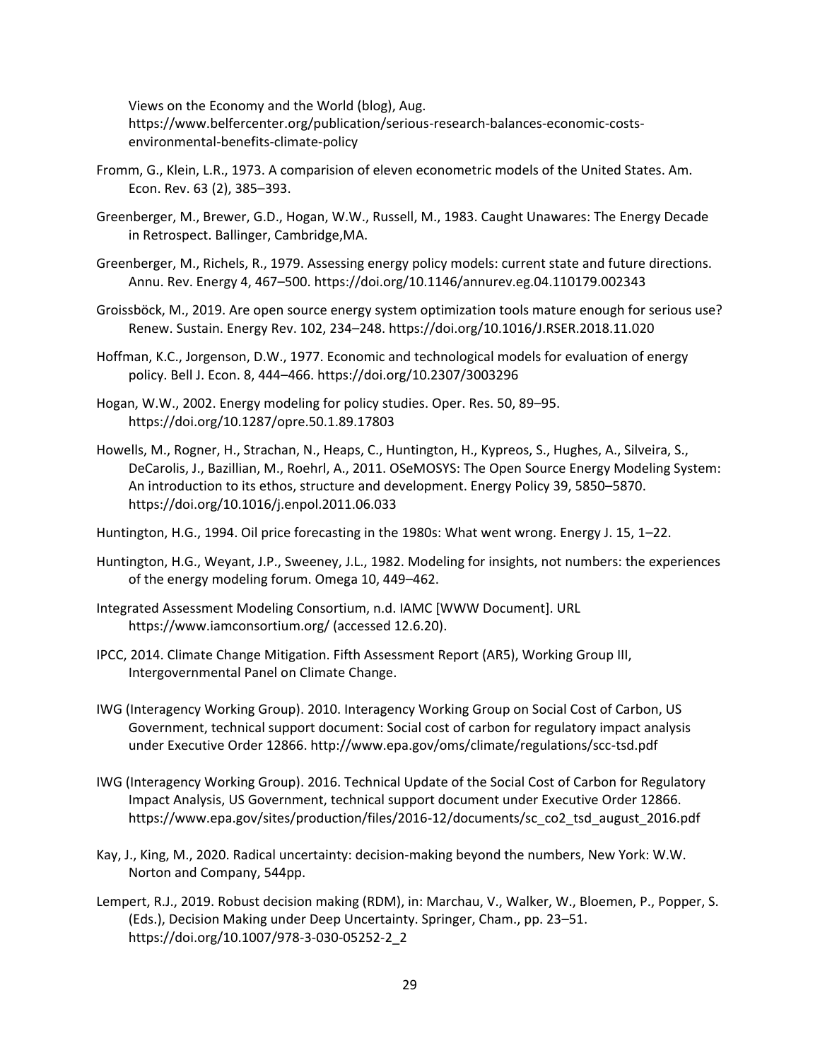Views on the Economy and the World (blog), Aug. https://www.belfercenter.org/publication/serious-research-balances-economic-costs-environmental-benefits-climate-policy

Fromm, G., Klein, L.R., 1973. A comparision of eleven econometric models of the United States. Am. Econ. Rev. 63 (2), 385–393.

Greenberger, M., Brewer, G.D., Hogan, W.W., Russell, M., 1983. Caught Unawares: The Energy Decade in Retrospect. Ballinger, Cambridge,MA.

Greenberger, M., Richels, R., 1979. Assessing energy policy models: current state and future directions. Annu. Rev. Energy 4, 467–500. https://doi.org/10.1146/annurev.eg.04.110179.002343

Groissböck, M., 2019. Are open source energy system optimization tools mature enough for serious use? Renew. Sustain. Energy Rev. 102, 234–248. https://doi.org/10.1016/J.RSER.2018.11.020

Hoffman, K.C., Jorgenson, D.W., 1977. Economic and technological models for evaluation of energy policy. Bell J. Econ. 8, 444–466. https://doi.org/10.2307/3003296

Hogan, W.W., 2002. Energy modeling for policy studies. Oper. Res. 50, 89–95. https://doi.org/10.1287/opre.50.1.89.17803

Howells, M., Rogner, H., Strachan, N., Heaps, C., Huntington, H., Kypreos, S., Hughes, A., Silveira, S., DeCarolis, J., Bazillian, M., Roehrl, A., 2011. OSeMOSYS: The Open Source Energy Modeling System: An introduction to its ethos, structure and development. Energy Policy 39, 5850–5870. https://doi.org/10.1016/j.enpol.2011.06.033

Huntington, H.G., 1994. Oil price forecasting in the 1980s: What went wrong. Energy J. 15, 1–22.

Huntington, H.G., Weyant, J.P., Sweeney, J.L., 1982. Modeling for insights, not numbers: the experiences of the energy modeling forum. Omega 10, 449–462.

Integrated Assessment Modeling Consortium, n.d. IAMC [WWW Document]. URL https://www.iamconsortium.org/ (accessed 12.6.20).

IPCC, 2014. Climate Change Mitigation. Fifth Assessment Report (AR5), Working Group III, Intergovernmental Panel on Climate Change.

IWG (Interagency Working Group). 2010. Interagency Working Group on Social Cost of Carbon, US Government, technical support document: Social cost of carbon for regulatory impact analysis under Executive Order 12866. http://www.epa.gov/oms/climate/regulations/scc-tsd.pdf

IWG (Interagency Working Group). 2016. Technical Update of the Social Cost of Carbon for Regulatory Impact Analysis, US Government, technical support document under Executive Order 12866. https://www.epa.gov/sites/production/files/2016-12/documents/sc_co2_tsd_august_2016.pdf

Kay, J., King, M., 2020. Radical uncertainty: decision-making beyond the numbers, New York: W.W. Norton and Company, 544pp.

Lempert, R.J., 2019. Robust decision making (RDM), in: Marchau, V., Walker, W., Bloemen, P., Popper, S. (Eds.), Decision Making under Deep Uncertainty. Springer, Cham., pp. 23–51. https://doi.org/10.1007/978-3-030-05252-2_2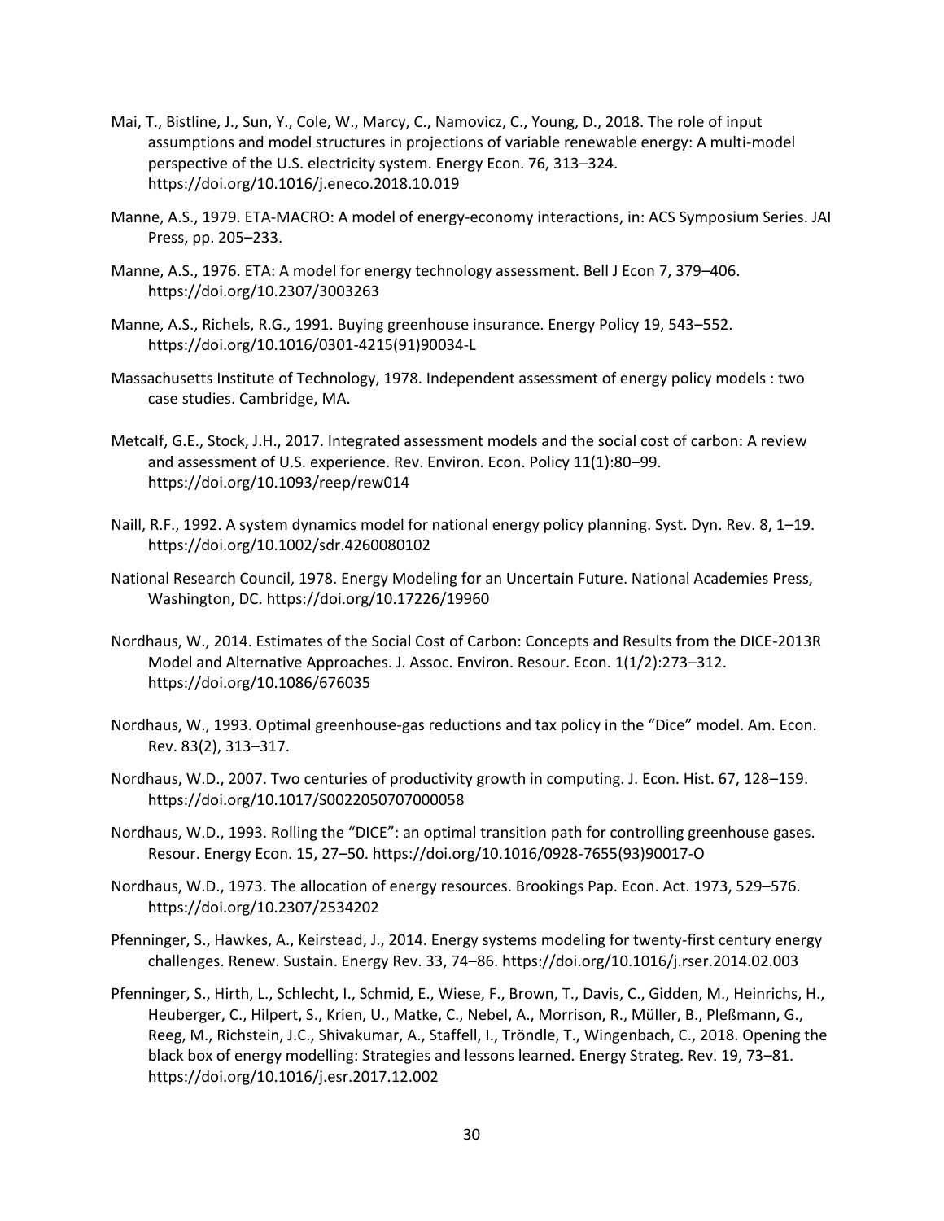Mai, T., Bistline, J., Sun, Y., Cole, W., Marcy, C., Namovicz, C., Young, D., 2018. The role of input assumptions and model structures in projections of variable renewable energy: A multi-model perspective of the U.S. electricity system. Energy Econ. 76, 313–324. https://doi.org/10.1016/j.eneco.2018.10.019

Manne, A.S., 1979. ETA-MACRO: A model of energy-economy interactions, in: ACS Symposium Series. JAI Press, pp. 205–233.

Manne, A.S., 1976. ETA: A model for energy technology assessment. Bell J Econ 7, 379–406. https://doi.org/10.2307/3003263

Manne, A.S., Richels, R.G., 1991. Buying greenhouse insurance. Energy Policy 19, 543–552. https://doi.org/10.1016/0301-4215(91)90034-L

Massachusetts Institute of Technology, 1978. Independent assessment of energy policy models : two case studies. Cambridge, MA.

Metcalf, G.E., Stock, J.H., 2017. Integrated assessment models and the social cost of carbon: A review and assessment of U.S. experience. Rev. Environ. Econ. Policy 11(1):80–99. https://doi.org/10.1093/reep/rew014

Naill, R.F., 1992. A system dynamics model for national energy policy planning. Syst. Dyn. Rev. 8, 1–19. https://doi.org/10.1002/sdr.4260080102

National Research Council, 1978. Energy Modeling for an Uncertain Future. National Academies Press, Washington, DC. https://doi.org/10.17226/19960

Nordhaus, W., 2014. Estimates of the Social Cost of Carbon: Concepts and Results from the DICE-2013R Model and Alternative Approaches. J. Assoc. Environ. Resour. Econ. 1(1/2):273–312. https://doi.org/10.1086/676035

Nordhaus, W., 1993. Optimal greenhouse-gas reductions and tax policy in the "Dice" model. Am. Econ. Rev. 83(2), 313–317.

Nordhaus, W.D., 2007. Two centuries of productivity growth in computing. J. Econ. Hist. 67, 128–159. https://doi.org/10.1017/S0022050707000058

Nordhaus, W.D., 1993. Rolling the "DICE": an optimal transition path for controlling greenhouse gases. Resour. Energy Econ. 15, 27–50. https://doi.org/10.1016/0928-7655(93)90017-O

Nordhaus, W.D., 1973. The allocation of energy resources. Brookings Pap. Econ. Act. 1973, 529–576. https://doi.org/10.2307/2534202

Pfenninger, S., Hawkes, A., Keirstead, J., 2014. Energy systems modeling for twenty-first century energy challenges. Renew. Sustain. Energy Rev. 33, 74–86. https://doi.org/10.1016/j.rser.2014.02.003

Pfenninger, S., Hirth, L., Schlecht, I., Schmid, E., Wiese, F., Brown, T., Davis, C., Gidden, M., Heinrichs, H., Heuberger, C., Hilpert, S., Krien, U., Matke, C., Nebel, A., Morrison, R., Müller, B., Pleßmann, G., Reeg, M., Richstein, J.C., Shivakumar, A., Staffell, I., Tröndle, T., Wingenbach, C., 2018. Opening the black box of energy modelling: Strategies and lessons learned. Energy Strateg. Rev. 19, 73–81. https://doi.org/10.1016/j.esr.2017.12.002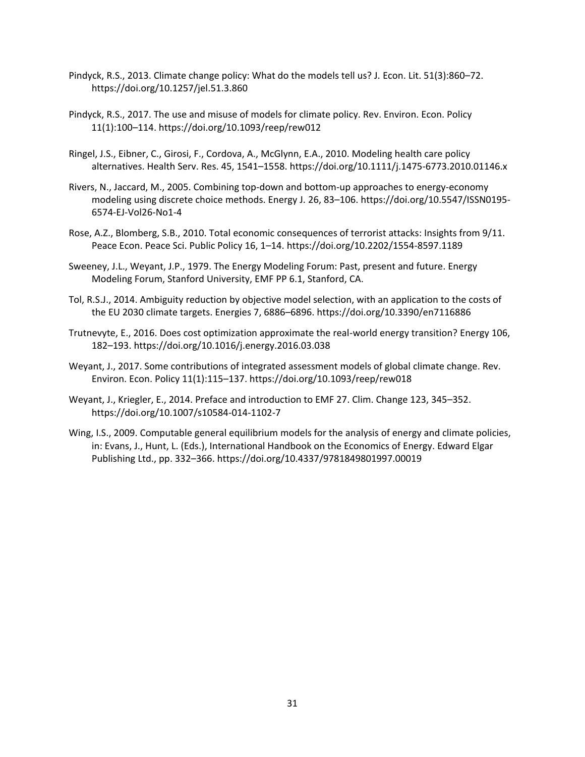Pindyck, R.S., 2013. Climate change policy: What do the models tell us? J. Econ. Lit. 51(3):860–72. https://doi.org/10.1257/jel.51.3.860

Pindyck, R.S., 2017. The use and misuse of models for climate policy. Rev. Environ. Econ. Policy 11(1):100–114. https://doi.org/10.1093/reep/rew012

Ringel, J.S., Eibner, C., Girosi, F., Cordova, A., McGlynn, E.A., 2010. Modeling health care policy alternatives. Health Serv. Res. 45, 1541–1558. https://doi.org/10.1111/j.1475-6773.2010.01146.x

Rivers, N., Jaccard, M., 2005. Combining top-down and bottom-up approaches to energy-economy modeling using discrete choice methods. Energy J. 26, 83–106. https://doi.org/10.5547/ISSN0195-6574-EJ-Vol26-No1-4

Rose, A.Z., Blomberg, S.B., 2010. Total economic consequences of terrorist attacks: Insights from 9/11. Peace Econ. Peace Sci. Public Policy 16, 1–14. https://doi.org/10.2202/1554-8597.1189

Sweeney, J.L., Weyant, J.P., 1979. The Energy Modeling Forum: Past, present and future. Energy Modeling Forum, Stanford University, EMF PP 6.1, Stanford, CA.

Tol, R.S.J., 2014. Ambiguity reduction by objective model selection, with an application to the costs of the EU 2030 climate targets. Energies 7, 6886–6896. https://doi.org/10.3390/en7116886

Trutnevyte, E., 2016. Does cost optimization approximate the real-world energy transition? Energy 106, 182–193. https://doi.org/10.1016/j.energy.2016.03.038

Weyant, J., 2017. Some contributions of integrated assessment models of global climate change. Rev. Environ. Econ. Policy 11(1):115–137. https://doi.org/10.1093/reep/rew018

Weyant, J., Kriegler, E., 2014. Preface and introduction to EMF 27. Clim. Change 123, 345–352. https://doi.org/10.1007/s10584-014-1102-7

Wing, I.S., 2009. Computable general equilibrium models for the analysis of energy and climate policies, in: Evans, J., Hunt, L. (Eds.), International Handbook on the Economics of Energy. Edward Elgar Publishing Ltd., pp. 332–366. https://doi.org/10.4337/9781849801997.00019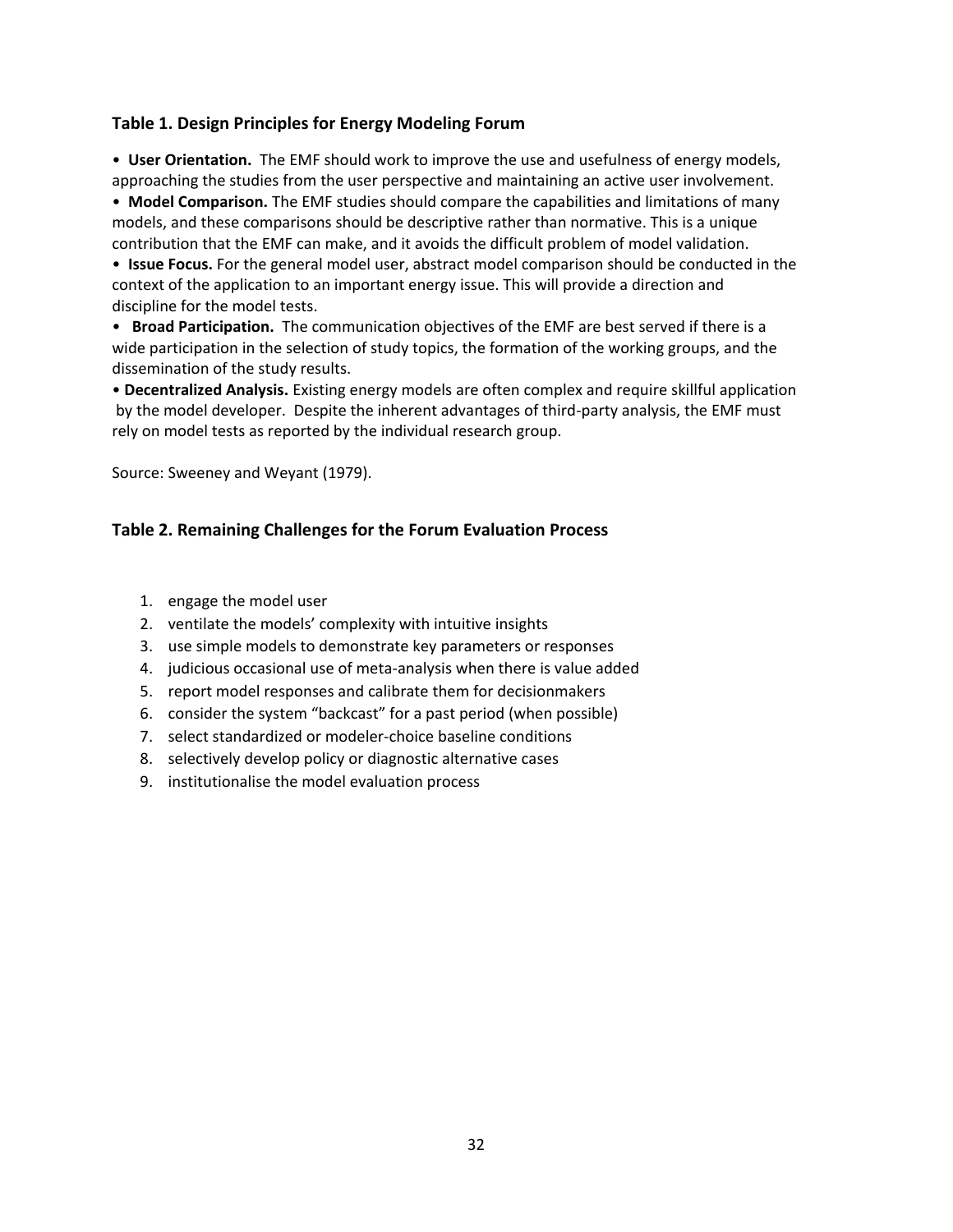### Table 1. Design Principles for Energy Modeling Forum

- **User Orientation.** The EMF should work to improve the use and usefulness of energy models, approaching the studies from the user perspective and maintaining an active user involvement.
- **Model Comparison.** The EMF studies should compare the capabilities and limitations of many models, and these comparisons should be descriptive rather than normative. This is a unique contribution that the EMF can make, and it avoids the difficult problem of model validation.
- **Issue Focus.** For the general model user, abstract model comparison should be conducted in the context of the application to an important energy issue. This will provide a direction and discipline for the model tests.
- **Broad Participation.** The communication objectives of the EMF are best served if there is a wide participation in the selection of study topics, the formation of the working groups, and the dissemination of the study results.
- **Decentralized Analysis.** Existing energy models are often complex and require skillful application by the model developer. Despite the inherent advantages of third-party analysis, the EMF must rely on model tests as reported by the individual research group.

Source: Sweeney and Weyant (1979).

### Table 2. Remaining Challenges for the Forum Evaluation Process

1. engage the model user
2. ventilate the models' complexity with intuitive insights
3. use simple models to demonstrate key parameters or responses
4. judicious occasional use of meta-analysis when there is value added
5. report model responses and calibrate them for decisionmakers
6. consider the system "backcast" for a past period (when possible)
7. select standardized or modeler-choice baseline conditions
8. selectively develop policy or diagnostic alternative cases
9. institutionalise the model evaluation process